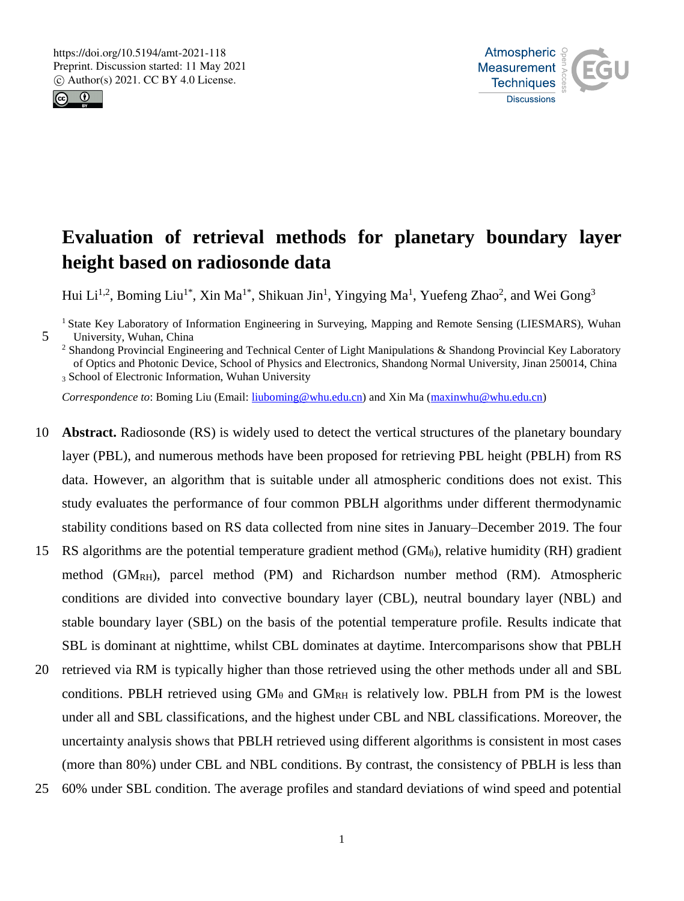https://doi.org/10.5194/amt-2021-118
Preprint. Discussion started: 11 May 2021
© Author(s) 2021. CC BY 4.0 License.

# Evaluation of retrieval methods for planetary boundary layer height based on radiosonde data

Hui Li[1,2], Boming Liu[1*], Xin Ma[1*], Shikuan Jin[1], Yingying Ma[1], Yuefeng Zhao[2], and Wei Gong[3]

[1] State Key Laboratory of Information Engineering in Surveying, Mapping and Remote Sensing (LIESMARS), Wuhan University, Wuhan, China

[2] Shandong Provincial Engineering and Technical Center of Light Manipulations & Shandong Provincial Key Laboratory of Optics and Photonic Device, School of Physics and Electronics, Shandong Normal University, Jinan 250014, China

[3] School of Electronic Information, Wuhan University

*Correspondence to*: Boming Liu (Email: liuboming@whu.edu.cn) and Xin Ma (maxinwhu@whu.edu.cn)

**Abstract.** Radiosonde (RS) is widely used to detect the vertical structures of the planetary boundary layer (PBL), and numerous methods have been proposed for retrieving PBL height (PBLH) from RS data. However, an algorithm that is suitable under all atmospheric conditions does not exist. This study evaluates the performance of four common PBLH algorithms under different thermodynamic stability conditions based on RS data collected from nine sites in January–December 2019. The four RS algorithms are the potential temperature gradient method ($GM_\theta$), relative humidity (RH) gradient method ($GM_{RH}$), parcel method (PM) and Richardson number method (RM). Atmospheric conditions are divided into convective boundary layer (CBL), neutral boundary layer (NBL) and stable boundary layer (SBL) on the basis of the potential temperature profile. Results indicate that SBL is dominant at nighttime, whilst CBL dominates at daytime. Intercomparisons show that PBLH retrieved via RM is typically higher than those retrieved using the other methods under all and SBL conditions. PBLH retrieved using $GM_\theta$ and $GM_{RH}$ is relatively low. PBLH from PM is the lowest under all and SBL classifications, and the highest under CBL and NBL classifications. Moreover, the uncertainty analysis shows that PBLH retrieved using different algorithms is consistent in most cases (more than 80%) under CBL and NBL conditions. By contrast, the consistency of PBLH is less than 60% under SBL condition. The average profiles and standard deviations of wind speed and potential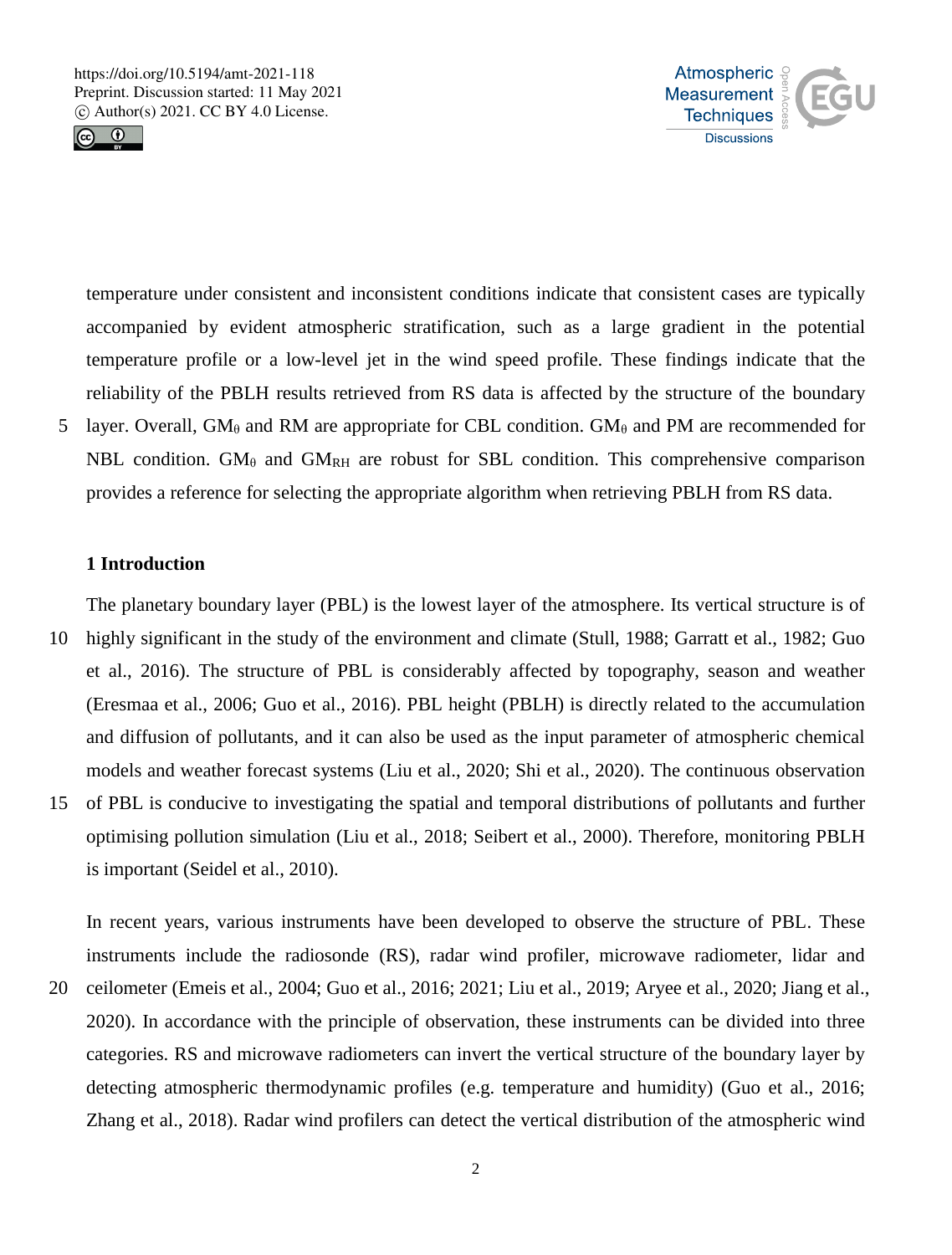temperature under consistent and inconsistent conditions indicate that consistent cases are typically accompanied by evident atmospheric stratification, such as a large gradient in the potential temperature profile or a low-level jet in the wind speed profile. These findings indicate that the reliability of the PBLH results retrieved from RS data is affected by the structure of the boundary layer. Overall, $GM_{\theta}$ and RM are appropriate for CBL condition. $GM_{\theta}$ and PM are recommended for NBL condition. $GM_{\theta}$ and $GM_{RH}$ are robust for SBL condition. This comprehensive comparison provides a reference for selecting the appropriate algorithm when retrieving PBLH from RS data.

## 1 Introduction

The planetary boundary layer (PBL) is the lowest layer of the atmosphere. Its vertical structure is of highly significant in the study of the environment and climate (Stull, 1988; Garratt et al., 1982; Guo et al., 2016). The structure of PBL is considerably affected by topography, season and weather (Eresmaa et al., 2006; Guo et al., 2016). PBL height (PBLH) is directly related to the accumulation and diffusion of pollutants, and it can also be used as the input parameter of atmospheric chemical models and weather forecast systems (Liu et al., 2020; Shi et al., 2020). The continuous observation of PBL is conducive to investigating the spatial and temporal distributions of pollutants and further optimising pollution simulation (Liu et al., 2018; Seibert et al., 2000). Therefore, monitoring PBLH is important (Seidel et al., 2010).

In recent years, various instruments have been developed to observe the structure of PBL. These instruments include the radiosonde (RS), radar wind profiler, microwave radiometer, lidar and ceilometer (Emeis et al., 2004; Guo et al., 2016; 2021; Liu et al., 2019; Aryee et al., 2020; Jiang et al., 2020). In accordance with the principle of observation, these instruments can be divided into three categories. RS and microwave radiometers can invert the vertical structure of the boundary layer by detecting atmospheric thermodynamic profiles (e.g. temperature and humidity) (Guo et al., 2016; Zhang et al., 2018). Radar wind profilers can detect the vertical distribution of the atmospheric wind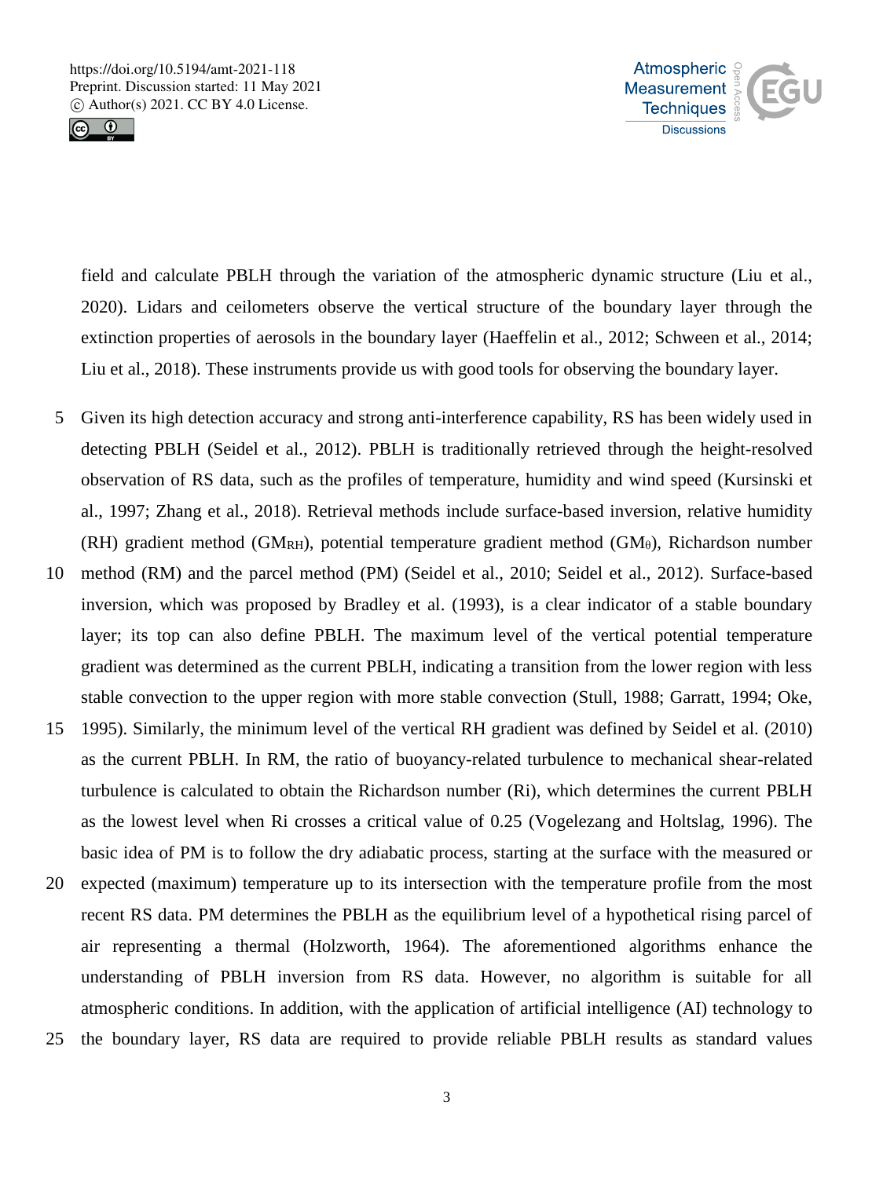field and calculate PBLH through the variation of the atmospheric dynamic structure (Liu et al., 2020). Lidars and ceilometers observe the vertical structure of the boundary layer through the extinction properties of aerosols in the boundary layer (Haeffelin et al., 2012; Schween et al., 2014; Liu et al., 2018). These instruments provide us with good tools for observing the boundary layer.

Given its high detection accuracy and strong anti-interference capability, RS has been widely used in detecting PBLH (Seidel et al., 2012). PBLH is traditionally retrieved through the height-resolved observation of RS data, such as the profiles of temperature, humidity and wind speed (Kursinski et al., 1997; Zhang et al., 2018). Retrieval methods include surface-based inversion, relative humidity (RH) gradient method ($GM_{RH}$), potential temperature gradient method ($GM_{\theta}$), Richardson number method (RM) and the parcel method (PM) (Seidel et al., 2010; Seidel et al., 2012). Surface-based inversion, which was proposed by Bradley et al. (1993), is a clear indicator of a stable boundary layer; its top can also define PBLH. The maximum level of the vertical potential temperature gradient was determined as the current PBLH, indicating a transition from the lower region with less stable convection to the upper region with more stable convection (Stull, 1988; Garratt, 1994; Oke, 1995). Similarly, the minimum level of the vertical RH gradient was defined by Seidel et al. (2010) as the current PBLH. In RM, the ratio of buoyancy-related turbulence to mechanical shear-related turbulence is calculated to obtain the Richardson number (Ri), which determines the current PBLH as the lowest level when Ri crosses a critical value of 0.25 (Vogelezang and Holtslag, 1996). The basic idea of PM is to follow the dry adiabatic process, starting at the surface with the measured or expected (maximum) temperature up to its intersection with the temperature profile from the most recent RS data. PM determines the PBLH as the equilibrium level of a hypothetical rising parcel of air representing a thermal (Holzworth, 1964). The aforementioned algorithms enhance the understanding of PBLH inversion from RS data. However, no algorithm is suitable for all atmospheric conditions. In addition, with the application of artificial intelligence (AI) technology to the boundary layer, RS data are required to provide reliable PBLH results as standard values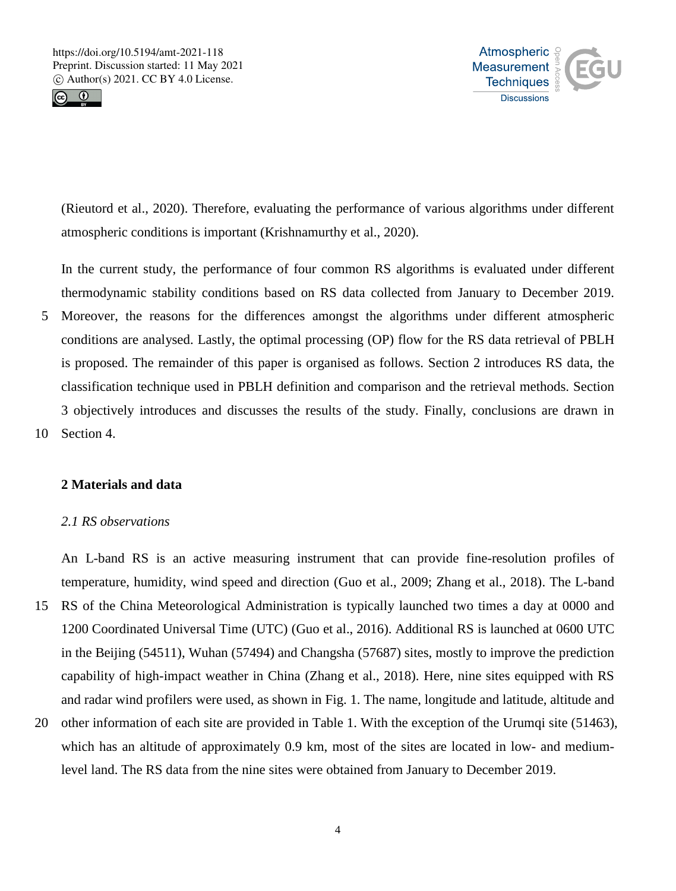(Rieutord et al., 2020). Therefore, evaluating the performance of various algorithms under different atmospheric conditions is important (Krishnamurthy et al., 2020).

In the current study, the performance of four common RS algorithms is evaluated under different thermodynamic stability conditions based on RS data collected from January to December 2019. Moreover, the reasons for the differences amongst the algorithms under different atmospheric conditions are analysed. Lastly, the optimal processing (OP) flow for the RS data retrieval of PBLH is proposed. The remainder of this paper is organised as follows. Section 2 introduces RS data, the classification technique used in PBLH definition and comparison and the retrieval methods. Section 3 objectively introduces and discusses the results of the study. Finally, conclusions are drawn in Section 4.

## 2 Materials and data

### *2.1 RS observations*

An L-band RS is an active measuring instrument that can provide fine-resolution profiles of temperature, humidity, wind speed and direction (Guo et al., 2009; Zhang et al., 2018). The L-band RS of the China Meteorological Administration is typically launched two times a day at 0000 and 1200 Coordinated Universal Time (UTC) (Guo et al., 2016). Additional RS is launched at 0600 UTC in the Beijing (54511), Wuhan (57494) and Changsha (57687) sites, mostly to improve the prediction capability of high-impact weather in China (Zhang et al., 2018). Here, nine sites equipped with RS and radar wind profilers were used, as shown in Fig. 1. The name, longitude and latitude, altitude and other information of each site are provided in Table 1. With the exception of the Urumqi site (51463), which has an altitude of approximately 0.9 km, most of the sites are located in low- and medium-level land. The RS data from the nine sites were obtained from January to December 2019.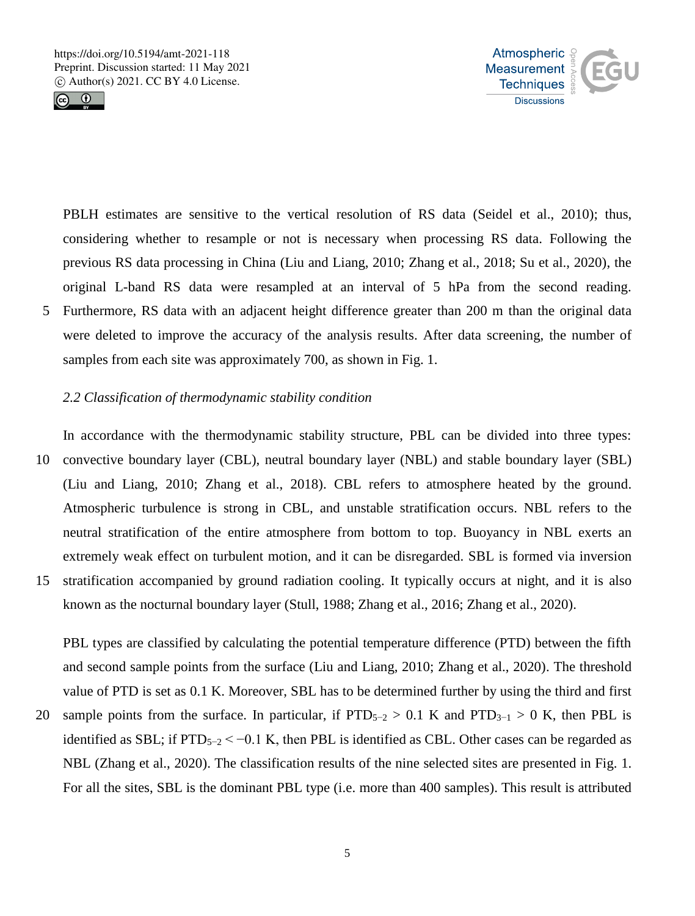PBLH estimates are sensitive to the vertical resolution of RS data (Seidel et al., 2010); thus, considering whether to resample or not is necessary when processing RS data. Following the previous RS data processing in China (Liu and Liang, 2010; Zhang et al., 2018; Su et al., 2020), the original L-band RS data were resampled at an interval of 5 hPa from the second reading. Furthermore, RS data with an adjacent height difference greater than 200 m than the original data were deleted to improve the accuracy of the analysis results. After data screening, the number of samples from each site was approximately 700, as shown in Fig. 1.

*2.2 Classification of thermodynamic stability condition*

In accordance with the thermodynamic stability structure, PBL can be divided into three types: convective boundary layer (CBL), neutral boundary layer (NBL) and stable boundary layer (SBL) (Liu and Liang, 2010; Zhang et al., 2018). CBL refers to atmosphere heated by the ground. Atmospheric turbulence is strong in CBL, and unstable stratification occurs. NBL refers to the neutral stratification of the entire atmosphere from bottom to top. Buoyancy in NBL exerts an extremely weak effect on turbulent motion, and it can be disregarded. SBL is formed via inversion stratification accompanied by ground radiation cooling. It typically occurs at night, and it is also known as the nocturnal boundary layer (Stull, 1988; Zhang et al., 2016; Zhang et al., 2020).

PBL types are classified by calculating the potential temperature difference (PTD) between the fifth and second sample points from the surface (Liu and Liang, 2010; Zhang et al., 2020). The threshold value of PTD is set as 0.1 K. Moreover, SBL has to be determined further by using the third and first sample points from the surface. In particular, if $PTD_{5-2} > 0.1$ K and $PTD_{3-1} > 0$ K, then PBL is identified as SBL; if $PTD_{5-2} < -0.1$ K, then PBL is identified as CBL. Other cases can be regarded as NBL (Zhang et al., 2020). The classification results of the nine selected sites are presented in Fig. 1. For all the sites, SBL is the dominant PBL type (i.e. more than 400 samples). This result is attributed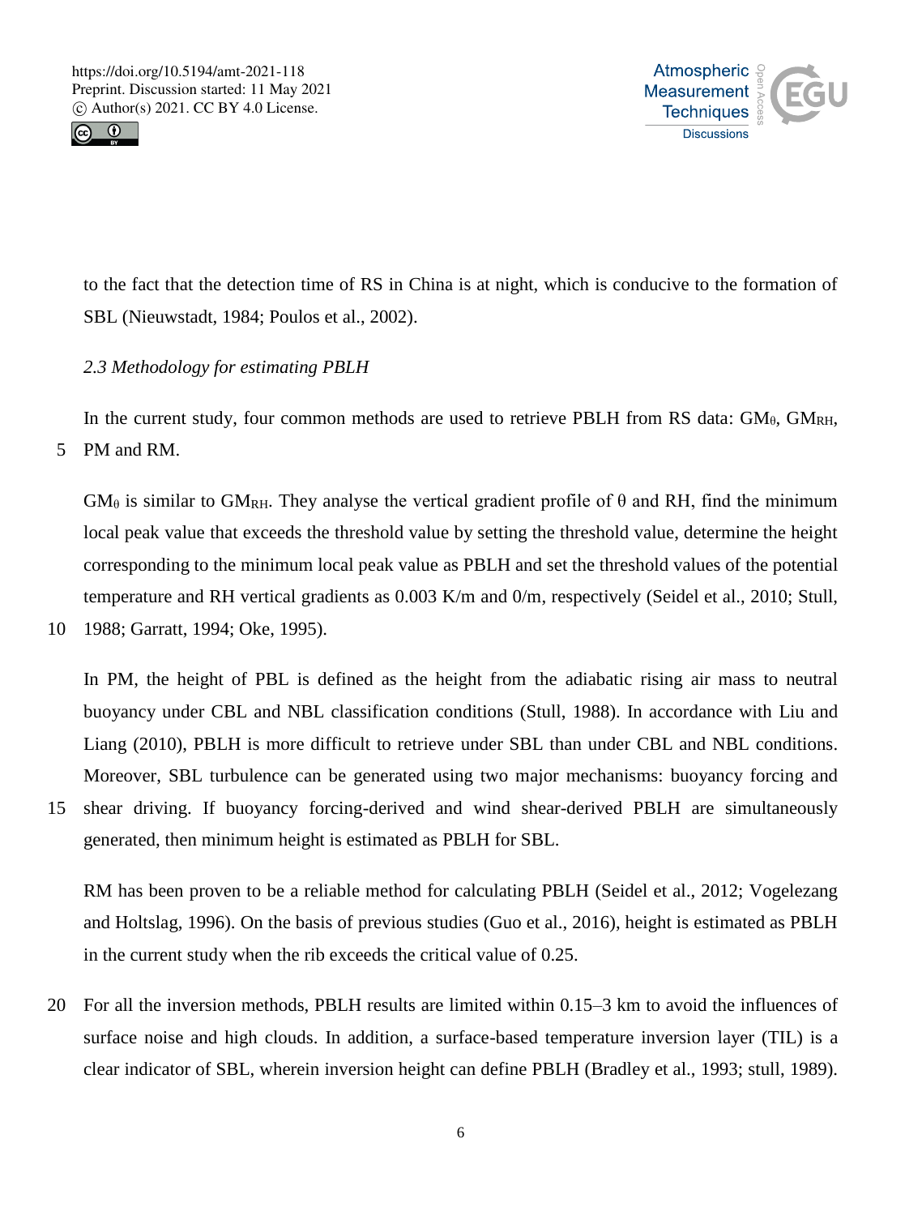to the fact that the detection time of RS in China is at night, which is conducive to the formation of SBL (Nieuwstadt, 1984; Poulos et al., 2002).

*2.3 Methodology for estimating PBLH*

In the current study, four common methods are used to retrieve PBLH from RS data: $GM_{\theta}$, $GM_{RH}$, PM and RM.

$GM_{\theta}$ is similar to $GM_{RH}$. They analyse the vertical gradient profile of θ and RH, find the minimum local peak value that exceeds the threshold value by setting the threshold value, determine the height corresponding to the minimum local peak value as PBLH and set the threshold values of the potential temperature and RH vertical gradients as 0.003 K/m and 0/m, respectively (Seidel et al., 2010; Stull, 1988; Garratt, 1994; Oke, 1995).

In PM, the height of PBL is defined as the height from the adiabatic rising air mass to neutral buoyancy under CBL and NBL classification conditions (Stull, 1988). In accordance with Liu and Liang (2010), PBLH is more difficult to retrieve under SBL than under CBL and NBL conditions. Moreover, SBL turbulence can be generated using two major mechanisms: buoyancy forcing and shear driving. If buoyancy forcing-derived and wind shear-derived PBLH are simultaneously generated, then minimum height is estimated as PBLH for SBL.

RM has been proven to be a reliable method for calculating PBLH (Seidel et al., 2012; Vogelezang and Holtslag, 1996). On the basis of previous studies (Guo et al., 2016), height is estimated as PBLH in the current study when the rib exceeds the critical value of 0.25.

For all the inversion methods, PBLH results are limited within 0.15–3 km to avoid the influences of surface noise and high clouds. In addition, a surface-based temperature inversion layer (TIL) is a clear indicator of SBL, wherein inversion height can define PBLH (Bradley et al., 1993; stull, 1989).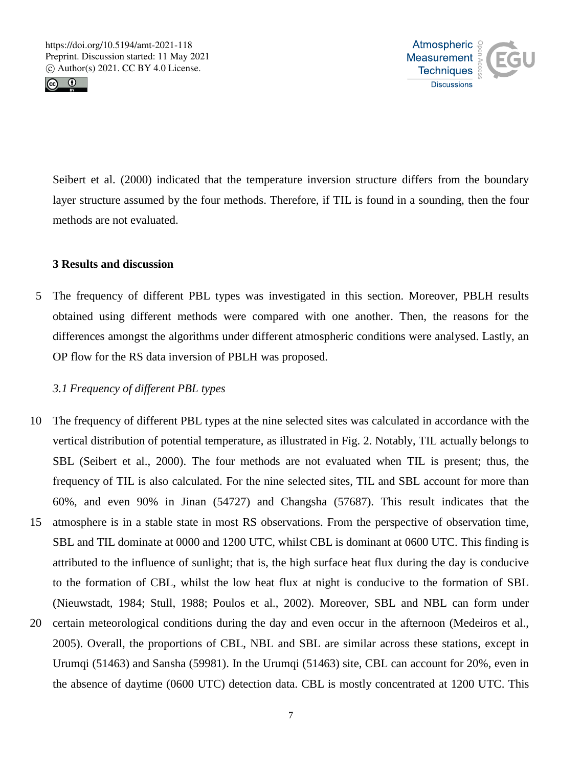Seibert et al. (2000) indicated that the temperature inversion structure differs from the boundary layer structure assumed by the four methods. Therefore, if TIL is found in a sounding, then the four methods are not evaluated.

## 3 Results and discussion

The frequency of different PBL types was investigated in this section. Moreover, PBLH results obtained using different methods were compared with one another. Then, the reasons for the differences amongst the algorithms under different atmospheric conditions were analysed. Lastly, an OP flow for the RS data inversion of PBLH was proposed.

### *3.1 Frequency of different PBL types*

The frequency of different PBL types at the nine selected sites was calculated in accordance with the vertical distribution of potential temperature, as illustrated in Fig. 2. Notably, TIL actually belongs to SBL (Seibert et al., 2000). The four methods are not evaluated when TIL is present; thus, the frequency of TIL is also calculated. For the nine selected sites, TIL and SBL account for more than 60%, and even 90% in Jinan (54727) and Changsha (57687). This result indicates that the atmosphere is in a stable state in most RS observations. From the perspective of observation time, SBL and TIL dominate at 0000 and 1200 UTC, whilst CBL is dominant at 0600 UTC. This finding is attributed to the influence of sunlight; that is, the high surface heat flux during the day is conducive to the formation of CBL, whilst the low heat flux at night is conducive to the formation of SBL (Nieuwstadt, 1984; Stull, 1988; Poulos et al., 2002). Moreover, SBL and NBL can form under certain meteorological conditions during the day and even occur in the afternoon (Medeiros et al., 2005). Overall, the proportions of CBL, NBL and SBL are similar across these stations, except in Urumqi (51463) and Sansha (59981). In the Urumqi (51463) site, CBL can account for 20%, even in the absence of daytime (0600 UTC) detection data. CBL is mostly concentrated at 1200 UTC. This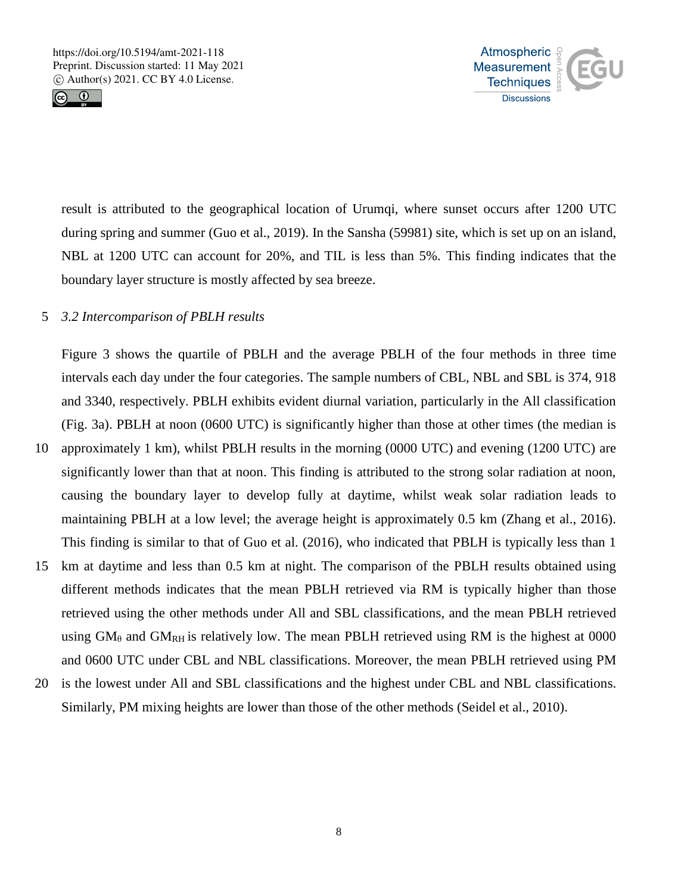result is attributed to the geographical location of Urumqi, where sunset occurs after 1200 UTC during spring and summer (Guo et al., 2019). In the Sansha (59981) site, which is set up on an island, NBL at 1200 UTC can account for 20%, and TIL is less than 5%. This finding indicates that the boundary layer structure is mostly affected by sea breeze.

### *3.2 Intercomparison of PBLH results*

Figure 3 shows the quartile of PBLH and the average PBLH of the four methods in three time intervals each day under the four categories. The sample numbers of CBL, NBL and SBL is 374, 918 and 3340, respectively. PBLH exhibits evident diurnal variation, particularly in the All classification (Fig. 3a). PBLH at noon (0600 UTC) is significantly higher than those at other times (the median is approximately 1 km), whilst PBLH results in the morning (0000 UTC) and evening (1200 UTC) are significantly lower than that at noon. This finding is attributed to the strong solar radiation at noon, causing the boundary layer to develop fully at daytime, whilst weak solar radiation leads to maintaining PBLH at a low level; the average height is approximately 0.5 km (Zhang et al., 2016). This finding is similar to that of Guo et al. (2016), who indicated that PBLH is typically less than 1 km at daytime and less than 0.5 km at night. The comparison of the PBLH results obtained using different methods indicates that the mean PBLH retrieved via RM is typically higher than those retrieved using the other methods under All and SBL classifications, and the mean PBLH retrieved using $GM_{\theta}$ and $GM_{RH}$ is relatively low. The mean PBLH retrieved using RM is the highest at 0000 and 0600 UTC under CBL and NBL classifications. Moreover, the mean PBLH retrieved using PM is the lowest under All and SBL classifications and the highest under CBL and NBL classifications. Similarly, PM mixing heights are lower than those of the other methods (Seidel et al., 2010).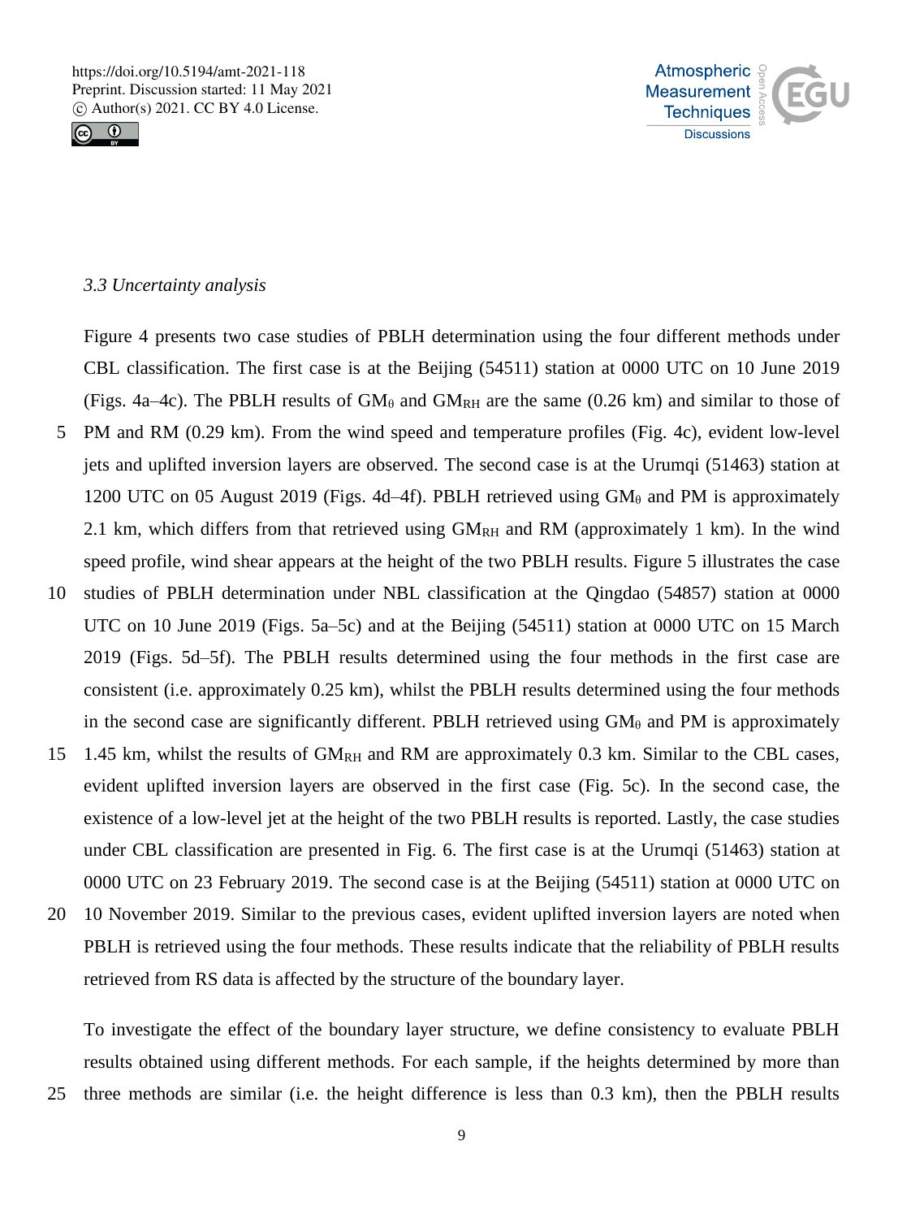### *3.3 Uncertainty analysis*

Figure 4 presents two case studies of PBLH determination using the four different methods under CBL classification. The first case is at the Beijing (54511) station at 0000 UTC on 10 June 2019 (Figs. 4a–4c). The PBLH results of $GM_{\theta}$ and $GM_{RH}$ are the same (0.26 km) and similar to those of PM and RM (0.29 km). From the wind speed and temperature profiles (Fig. 4c), evident low-level jets and uplifted inversion layers are observed. The second case is at the Urumqi (51463) station at 1200 UTC on 05 August 2019 (Figs. 4d–4f). PBLH retrieved using $GM_{\theta}$ and PM is approximately 2.1 km, which differs from that retrieved using $GM_{RH}$ and RM (approximately 1 km). In the wind speed profile, wind shear appears at the height of the two PBLH results. Figure 5 illustrates the case studies of PBLH determination under NBL classification at the Qingdao (54857) station at 0000 UTC on 10 June 2019 (Figs. 5a–5c) and at the Beijing (54511) station at 0000 UTC on 15 March 2019 (Figs. 5d–5f). The PBLH results determined using the four methods in the first case are consistent (i.e. approximately 0.25 km), whilst the PBLH results determined using the four methods in the second case are significantly different. PBLH retrieved using $GM_{\theta}$ and PM is approximately 1.45 km, whilst the results of $GM_{RH}$ and RM are approximately 0.3 km. Similar to the CBL cases, evident uplifted inversion layers are observed in the first case (Fig. 5c). In the second case, the existence of a low-level jet at the height of the two PBLH results is reported. Lastly, the case studies under CBL classification are presented in Fig. 6. The first case is at the Urumqi (51463) station at 0000 UTC on 23 February 2019. The second case is at the Beijing (54511) station at 0000 UTC on 10 November 2019. Similar to the previous cases, evident uplifted inversion layers are noted when PBLH is retrieved using the four methods. These results indicate that the reliability of PBLH results retrieved from RS data is affected by the structure of the boundary layer.

To investigate the effect of the boundary layer structure, we define consistency to evaluate PBLH results obtained using different methods. For each sample, if the heights determined by more than three methods are similar (i.e. the height difference is less than 0.3 km), then the PBLH results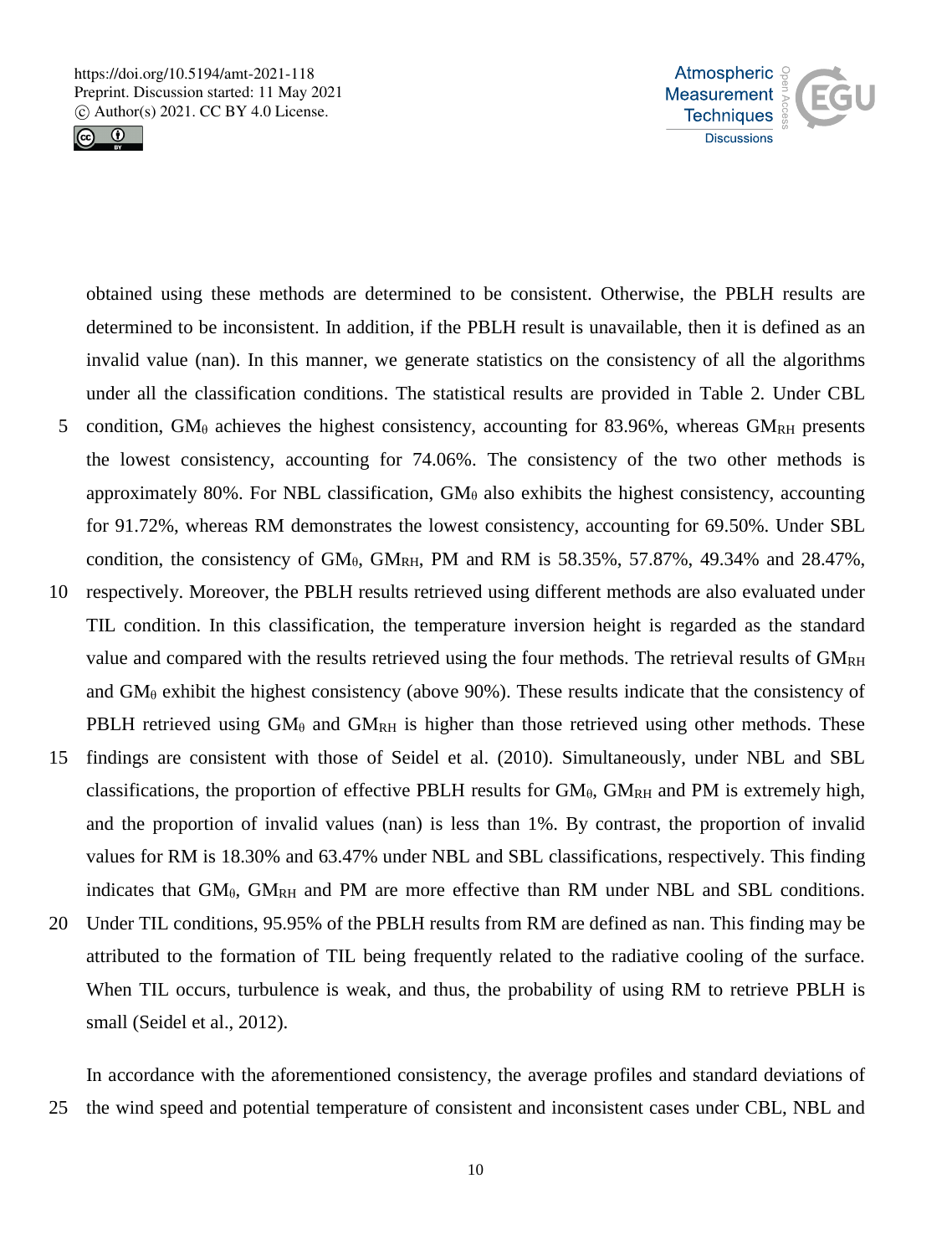obtained using these methods are determined to be consistent. Otherwise, the PBLH results are determined to be inconsistent. In addition, if the PBLH result is unavailable, then it is defined as an invalid value (nan). In this manner, we generate statistics on the consistency of all the algorithms under all the classification conditions. The statistical results are provided in Table 2. Under CBL condition, $GM_\theta$ achieves the highest consistency, accounting for 83.96%, whereas $GM_{RH}$ presents the lowest consistency, accounting for 74.06%. The consistency of the two other methods is approximately 80%. For NBL classification, $GM_\theta$ also exhibits the highest consistency, accounting for 91.72%, whereas RM demonstrates the lowest consistency, accounting for 69.50%. Under SBL condition, the consistency of $GM_\theta$, $GM_{RH}$, PM and RM is 58.35%, 57.87%, 49.34% and 28.47%, respectively. Moreover, the PBLH results retrieved using different methods are also evaluated under TIL condition. In this classification, the temperature inversion height is regarded as the standard value and compared with the results retrieved using the four methods. The retrieval results of $GM_{RH}$ and $GM_\theta$ exhibit the highest consistency (above 90%). These results indicate that the consistency of PBLH retrieved using $GM_\theta$ and $GM_{RH}$ is higher than those retrieved using other methods. These findings are consistent with those of Seidel et al. (2010). Simultaneously, under NBL and SBL classifications, the proportion of effective PBLH results for $GM_\theta$, $GM_{RH}$ and PM is extremely high, and the proportion of invalid values (nan) is less than 1%. By contrast, the proportion of invalid values for RM is 18.30% and 63.47% under NBL and SBL classifications, respectively. This finding indicates that $GM_\theta$, $GM_{RH}$ and PM are more effective than RM under NBL and SBL conditions. Under TIL conditions, 95.95% of the PBLH results from RM are defined as nan. This finding may be attributed to the formation of TIL being frequently related to the radiative cooling of the surface. When TIL occurs, turbulence is weak, and thus, the probability of using RM to retrieve PBLH is small (Seidel et al., 2012).

In accordance with the aforementioned consistency, the average profiles and standard deviations of the wind speed and potential temperature of consistent and inconsistent cases under CBL, NBL and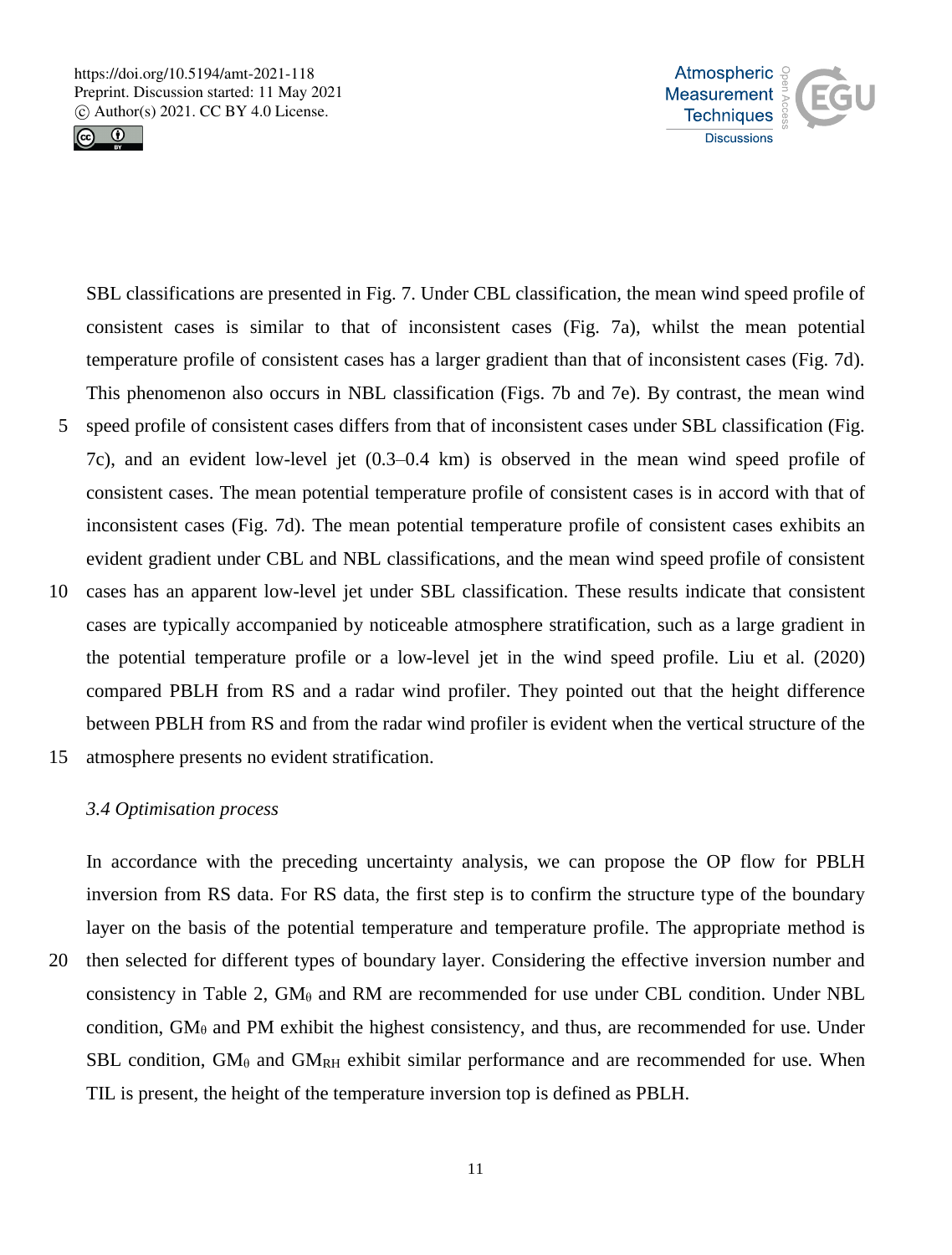SBL classifications are presented in Fig. 7. Under CBL classification, the mean wind speed profile of consistent cases is similar to that of inconsistent cases (Fig. 7a), whilst the mean potential temperature profile of consistent cases has a larger gradient than that of inconsistent cases (Fig. 7d). This phenomenon also occurs in NBL classification (Figs. 7b and 7e). By contrast, the mean wind speed profile of consistent cases differs from that of inconsistent cases under SBL classification (Fig. 7c), and an evident low-level jet (0.3–0.4 km) is observed in the mean wind speed profile of consistent cases. The mean potential temperature profile of consistent cases is in accord with that of inconsistent cases (Fig. 7d). The mean potential temperature profile of consistent cases exhibits an evident gradient under CBL and NBL classifications, and the mean wind speed profile of consistent cases has an apparent low-level jet under SBL classification. These results indicate that consistent cases are typically accompanied by noticeable atmosphere stratification, such as a large gradient in the potential temperature profile or a low-level jet in the wind speed profile. Liu et al. (2020) compared PBLH from RS and a radar wind profiler. They pointed out that the height difference between PBLH from RS and from the radar wind profiler is evident when the vertical structure of the atmosphere presents no evident stratification.

### *3.4 Optimisation process*

In accordance with the preceding uncertainty analysis, we can propose the OP flow for PBLH inversion from RS data. For RS data, the first step is to confirm the structure type of the boundary layer on the basis of the potential temperature and temperature profile. The appropriate method is then selected for different types of boundary layer. Considering the effective inversion number and consistency in Table 2, $GM_{\theta}$ and RM are recommended for use under CBL condition. Under NBL condition, $GM_{\theta}$ and PM exhibit the highest consistency, and thus, are recommended for use. Under SBL condition, $GM_{\theta}$ and $GM_{RH}$ exhibit similar performance and are recommended for use. When TIL is present, the height of the temperature inversion top is defined as PBLH.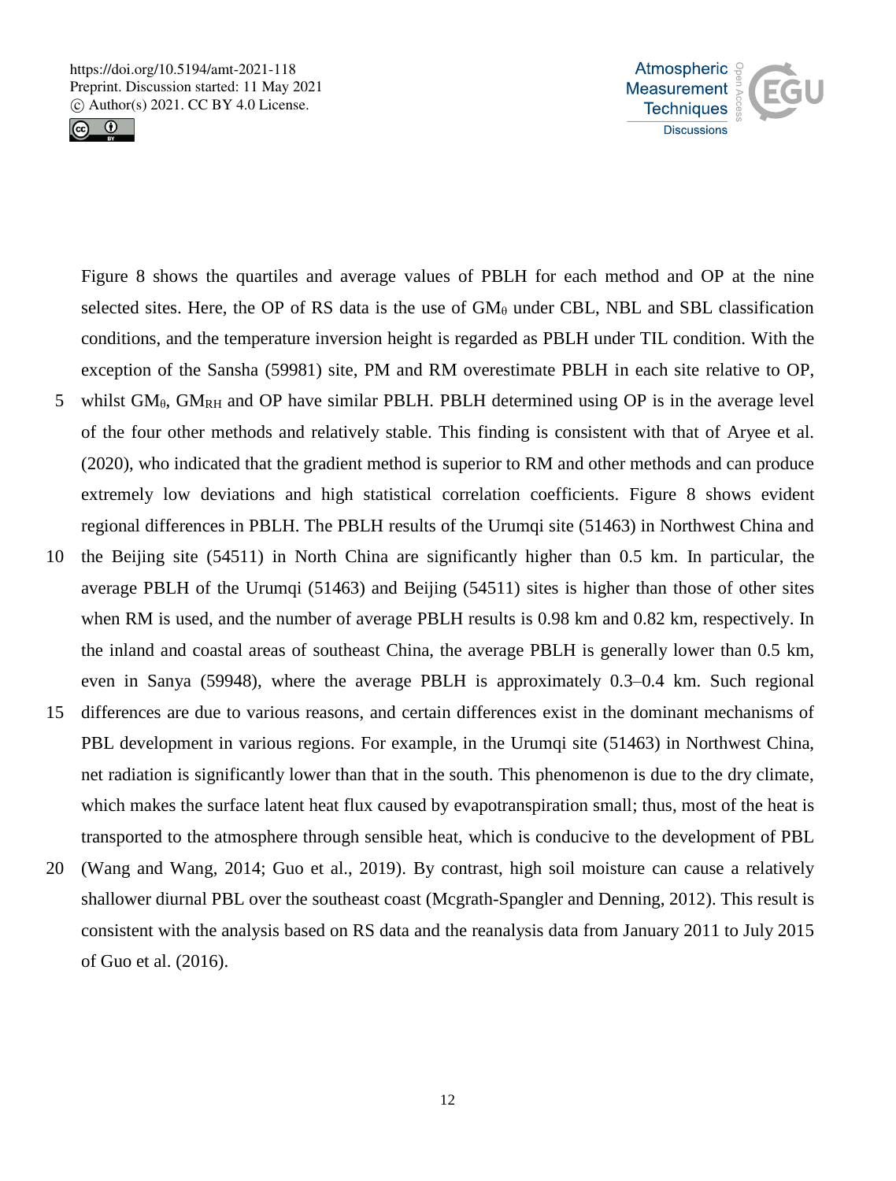Figure 8 shows the quartiles and average values of PBLH for each method and OP at the nine selected sites. Here, the OP of RS data is the use of $GM_\theta$ under CBL, NBL and SBL classification conditions, and the temperature inversion height is regarded as PBLH under TIL condition. With the exception of the Sansha (59981) site, PM and RM overestimate PBLH in each site relative to OP, whilst $GM_\theta$, $GM_{RH}$ and OP have similar PBLH. PBLH determined using OP is in the average level of the four other methods and relatively stable. This finding is consistent with that of Aryee et al. (2020), who indicated that the gradient method is superior to RM and other methods and can produce extremely low deviations and high statistical correlation coefficients. Figure 8 shows evident regional differences in PBLH. The PBLH results of the Urumqi site (51463) in Northwest China and the Beijing site (54511) in North China are significantly higher than 0.5 km. In particular, the average PBLH of the Urumqi (51463) and Beijing (54511) sites is higher than those of other sites when RM is used, and the number of average PBLH results is 0.98 km and 0.82 km, respectively. In the inland and coastal areas of southeast China, the average PBLH is generally lower than 0.5 km, even in Sanya (59948), where the average PBLH is approximately 0.3–0.4 km. Such regional differences are due to various reasons, and certain differences exist in the dominant mechanisms of PBL development in various regions. For example, in the Urumqi site (51463) in Northwest China, net radiation is significantly lower than that in the south. This phenomenon is due to the dry climate, which makes the surface latent heat flux caused by evapotranspiration small; thus, most of the heat is transported to the atmosphere through sensible heat, which is conducive to the development of PBL (Wang and Wang, 2014; Guo et al., 2019). By contrast, high soil moisture can cause a relatively shallower diurnal PBL over the southeast coast (Mcgrath-Spangler and Denning, 2012). This result is consistent with the analysis based on RS data and the reanalysis data from January 2011 to July 2015 of Guo et al. (2016).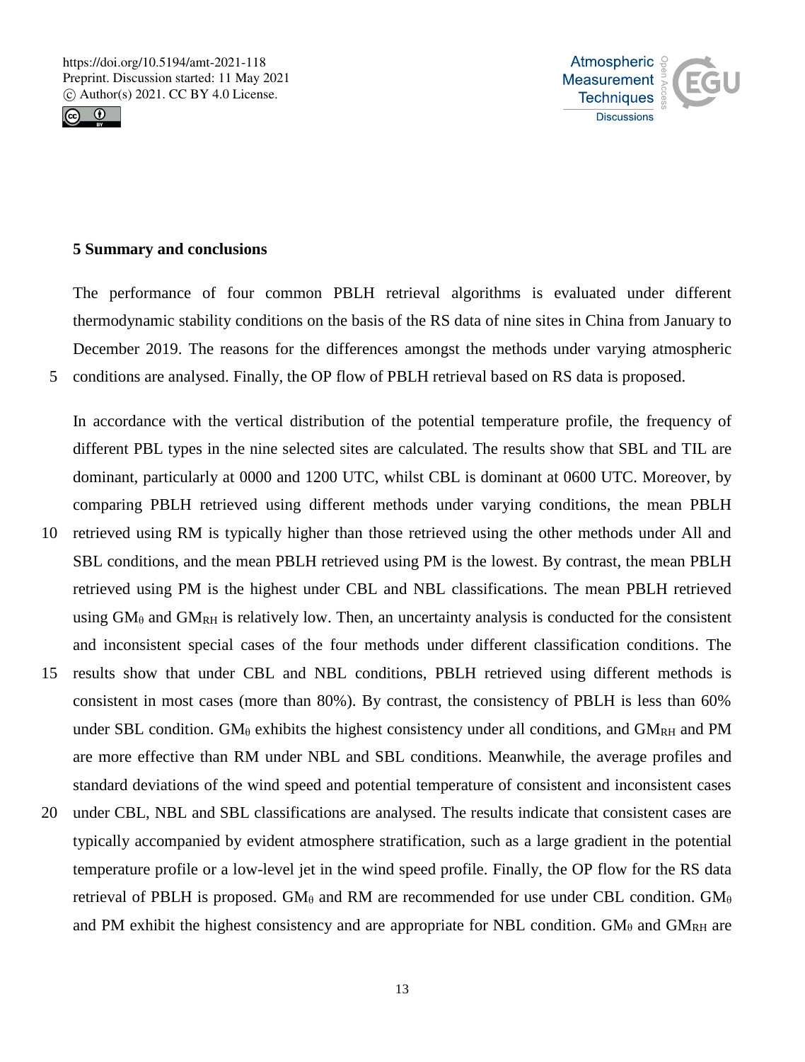## 5 Summary and conclusions

The performance of four common PBLH retrieval algorithms is evaluated under different thermodynamic stability conditions on the basis of the RS data of nine sites in China from January to December 2019. The reasons for the differences amongst the methods under varying atmospheric conditions are analysed. Finally, the OP flow of PBLH retrieval based on RS data is proposed.

In accordance with the vertical distribution of the potential temperature profile, the frequency of different PBL types in the nine selected sites are calculated. The results show that SBL and TIL are dominant, particularly at 0000 and 1200 UTC, whilst CBL is dominant at 0600 UTC. Moreover, by comparing PBLH retrieved using different methods under varying conditions, the mean PBLH retrieved using RM is typically higher than those retrieved using the other methods under All and SBL conditions, and the mean PBLH retrieved using PM is the lowest. By contrast, the mean PBLH retrieved using PM is the highest under CBL and NBL classifications. The mean PBLH retrieved using $GM_{\theta}$ and $GM_{RH}$ is relatively low. Then, an uncertainty analysis is conducted for the consistent and inconsistent special cases of the four methods under different classification conditions. The results show that under CBL and NBL conditions, PBLH retrieved using different methods is consistent in most cases (more than 80%). By contrast, the consistency of PBLH is less than 60% under SBL condition. $GM_{\theta}$ exhibits the highest consistency under all conditions, and $GM_{RH}$ and PM are more effective than RM under NBL and SBL conditions. Meanwhile, the average profiles and standard deviations of the wind speed and potential temperature of consistent and inconsistent cases under CBL, NBL and SBL classifications are analysed. The results indicate that consistent cases are typically accompanied by evident atmosphere stratification, such as a large gradient in the potential temperature profile or a low-level jet in the wind speed profile. Finally, the OP flow for the RS data retrieval of PBLH is proposed. $GM_{\theta}$ and RM are recommended for use under CBL condition. $GM_{\theta}$ and PM exhibit the highest consistency and are appropriate for NBL condition. $GM_{\theta}$ and $GM_{RH}$ are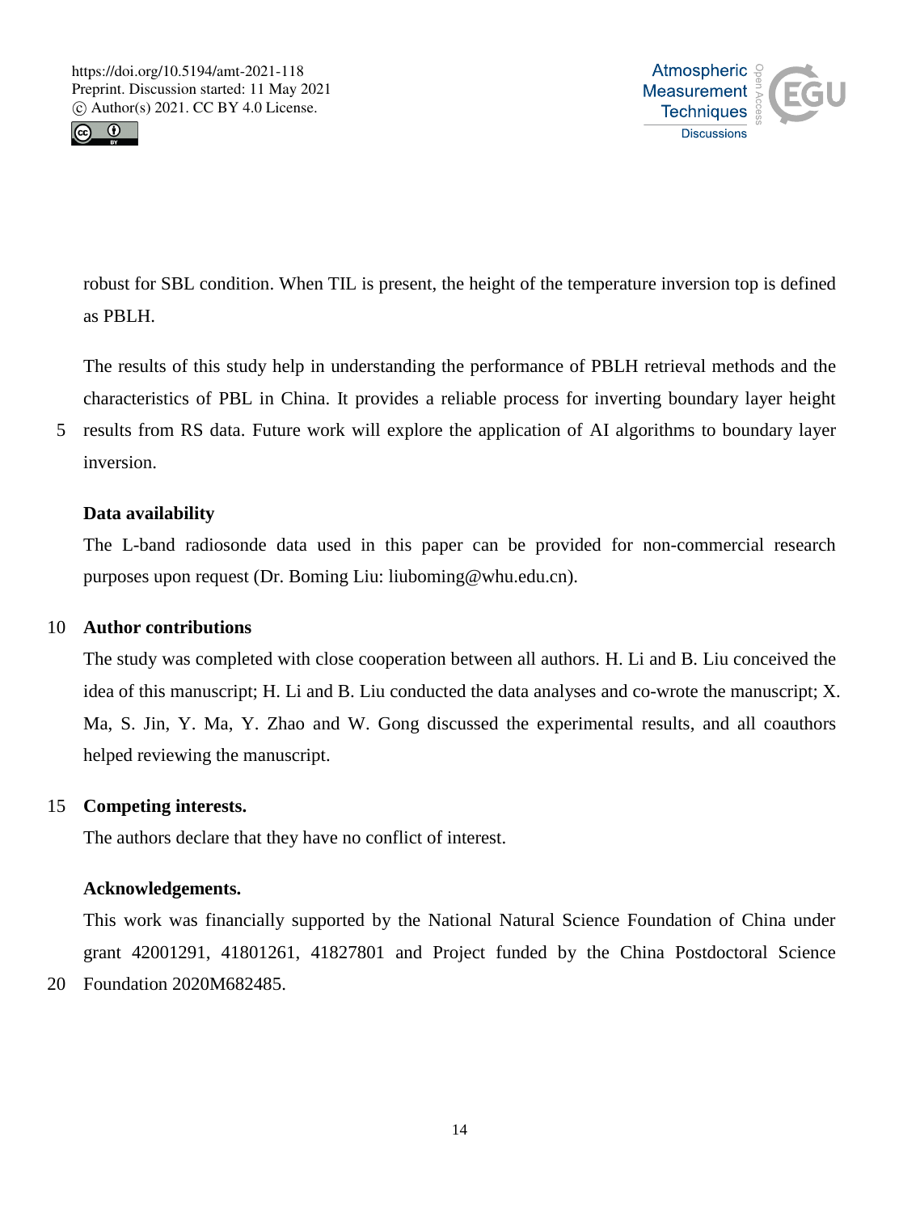robust for SBL condition. When TIL is present, the height of the temperature inversion top is defined as PBLH.

The results of this study help in understanding the performance of PBLH retrieval methods and the characteristics of PBL in China. It provides a reliable process for inverting boundary layer height results from RS data. Future work will explore the application of AI algorithms to boundary layer inversion.

## Data availability

The L-band radiosonde data used in this paper can be provided for non-commercial research purposes upon request (Dr. Boming Liu: liuboming@whu.edu.cn).

## Author contributions

The study was completed with close cooperation between all authors. H. Li and B. Liu conceived the idea of this manuscript; H. Li and B. Liu conducted the data analyses and co-wrote the manuscript; X. Ma, S. Jin, Y. Ma, Y. Zhao and W. Gong discussed the experimental results, and all coauthors helped reviewing the manuscript.

## Competing interests.

The authors declare that they have no conflict of interest.

## Acknowledgements.

This work was financially supported by the National Natural Science Foundation of China under grant 42001291, 41801261, 41827801 and Project funded by the China Postdoctoral Science Foundation 2020M682485.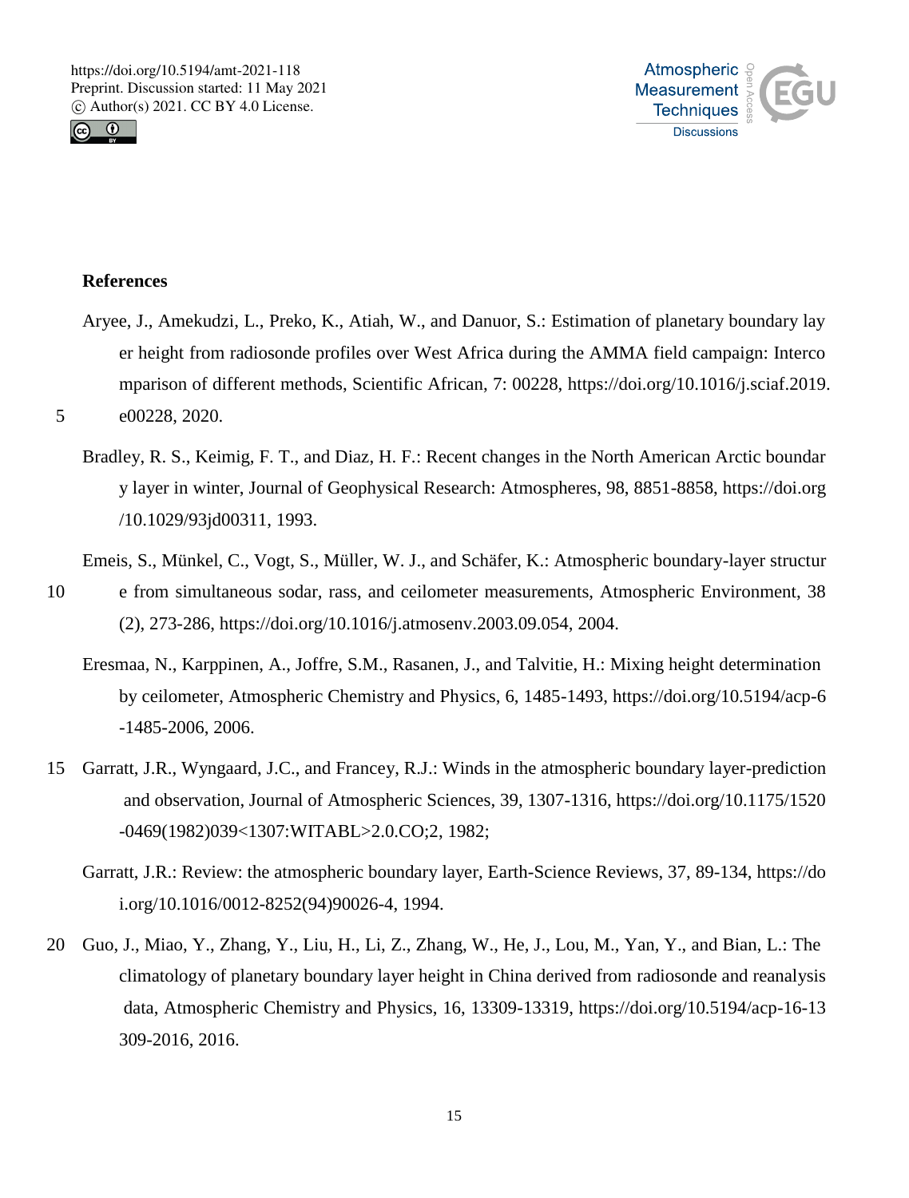## References

Aryee, J., Amekudzi, L., Preko, K., Atiah, W., and Danuor, S.: Estimation of planetary boundary layer height from radiosonde profiles over West Africa during the AMMA field campaign: Intercomparison of different methods, Scientific African, 7: 00228, https://doi.org/10.1016/j.sciaf.2019.e00228, 2020.

Bradley, R. S., Keimig, F. T., and Diaz, H. F.: Recent changes in the North American Arctic boundary layer in winter, Journal of Geophysical Research: Atmospheres, 98, 8851-8858, https://doi.org/10.1029/93jd00311, 1993.

Emeis, S., Münkel, C., Vogt, S., Müller, W. J., and Schäfer, K.: Atmospheric boundary-layer structure from simultaneous sodar, rass, and ceilometer measurements, Atmospheric Environment, 38 (2), 273-286, https://doi.org/10.1016/j.atmosenv.2003.09.054, 2004.

Eresmaa, N., Karppinen, A., Joffre, S.M., Rasanen, J., and Talvitie, H.: Mixing height determination by ceilometer, Atmospheric Chemistry and Physics, 6, 1485-1493, https://doi.org/10.5194/acp-6-1485-2006, 2006.

Garratt, J.R., Wyngaard, J.C., and Francey, R.J.: Winds in the atmospheric boundary layer-prediction and observation, Journal of Atmospheric Sciences, 39, 1307-1316, https://doi.org/10.1175/1520-0469(1982)039<1307:WITABL>2.0.CO;2, 1982;

Garratt, J.R.: Review: the atmospheric boundary layer, Earth-Science Reviews, 37, 89-134, https://doi.org/10.1016/0012-8252(94)90026-4, 1994.

Guo, J., Miao, Y., Zhang, Y., Liu, H., Li, Z., Zhang, W., He, J., Lou, M., Yan, Y., and Bian, L.: The climatology of planetary boundary layer height in China derived from radiosonde and reanalysis data, Atmospheric Chemistry and Physics, 16, 13309-13319, https://doi.org/10.5194/acp-16-13309-2016, 2016.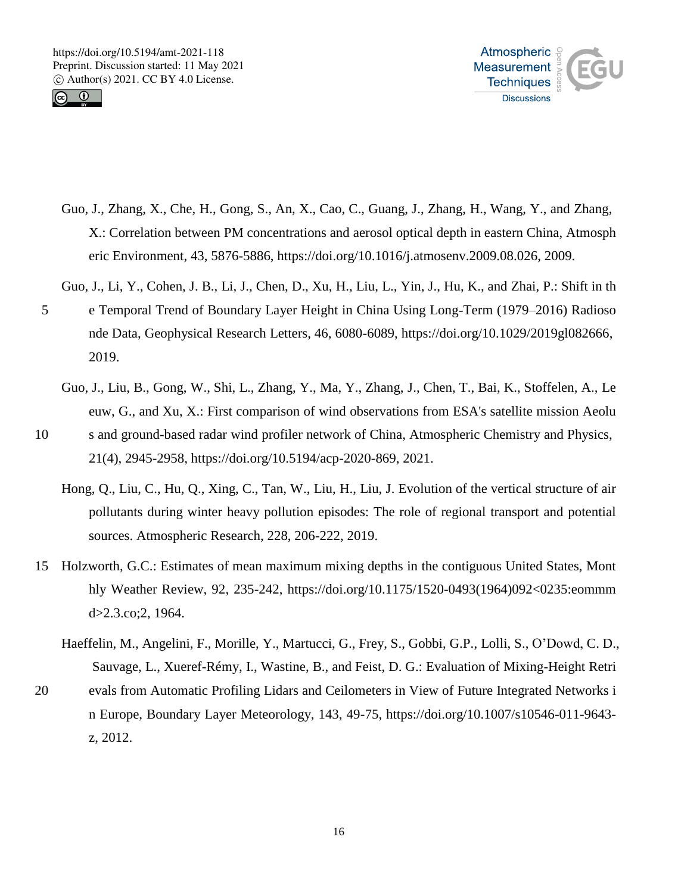Guo, J., Zhang, X., Che, H., Gong, S., An, X., Cao, C., Guang, J., Zhang, H., Wang, Y., and Zhang, X.: Correlation between PM concentrations and aerosol optical depth in eastern China, Atmospheric Environment, 43, 5876-5886, https://doi.org/10.1016/j.atmosenv.2009.08.026, 2009.

Guo, J., Li, Y., Cohen, J. B., Li, J., Chen, D., Xu, H., Liu, L., Yin, J., Hu, K., and Zhai, P.: Shift in the Temporal Trend of Boundary Layer Height in China Using Long-Term (1979–2016) Radiosonde Data, Geophysical Research Letters, 46, 6080-6089, https://doi.org/10.1029/2019gl082666, 2019.

Guo, J., Liu, B., Gong, W., Shi, L., Zhang, Y., Ma, Y., Zhang, J., Chen, T., Bai, K., Stoffelen, A., Leeuw, G., and Xu, X.: First comparison of wind observations from ESA's satellite mission Aeolus and ground-based radar wind profiler network of China, Atmospheric Chemistry and Physics, 21(4), 2945-2958, https://doi.org/10.5194/acp-2020-869, 2021.

Hong, Q., Liu, C., Hu, Q., Xing, C., Tan, W., Liu, H., Liu, J. Evolution of the vertical structure of air pollutants during winter heavy pollution episodes: The role of regional transport and potential sources. Atmospheric Research, 228, 206-222, 2019.

Holzworth, G.C.: Estimates of mean maximum mixing depths in the contiguous United States, Monthly Weather Review, 92, 235-242, https://doi.org/10.1175/1520-0493(1964)092<0235:eommmd>2.3.co;2, 1964.

Haeffelin, M., Angelini, F., Morille, Y., Martucci, G., Frey, S., Gobbi, G.P., Lolli, S., O'Dowd, C. D., Sauvage, L., Xueref-Rémy, I., Wastine, B., and Feist, D. G.: Evaluation of Mixing-Height Retrievals from Automatic Profiling Lidars and Ceilometers in View of Future Integrated Networks in Europe, Boundary Layer Meteorology, 143, 49-75, https://doi.org/10.1007/s10546-011-9643-z, 2012.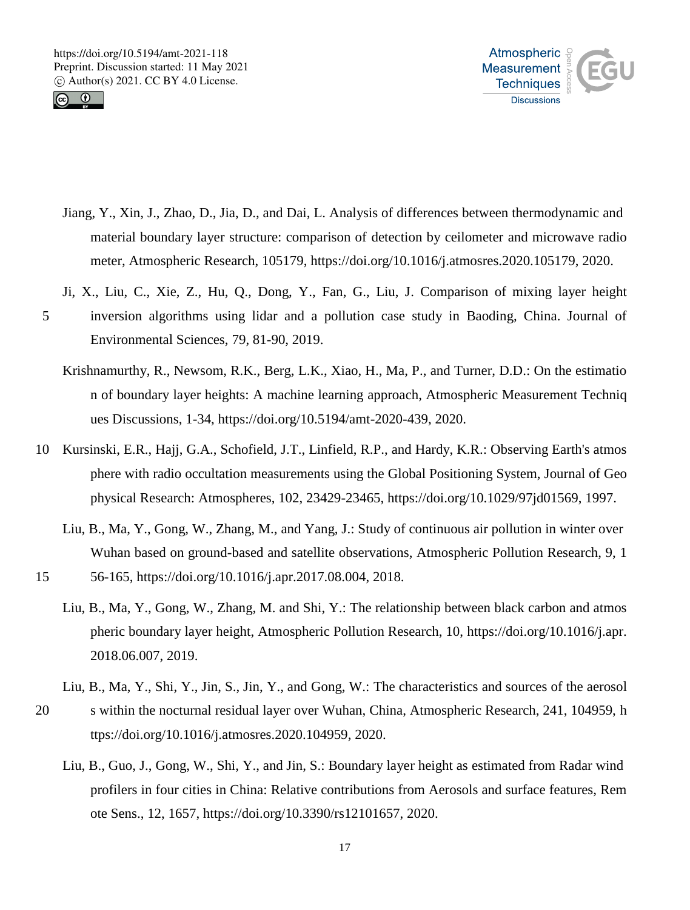Jiang, Y., Xin, J., Zhao, D., Jia, D., and Dai, L. Analysis of differences between thermodynamic and material boundary layer structure: comparison of detection by ceilometer and microwave radio meter, Atmospheric Research, 105179, https://doi.org/10.1016/j.atmosres.2020.105179, 2020.

Ji, X., Liu, C., Xie, Z., Hu, Q., Dong, Y., Fan, G., Liu, J. Comparison of mixing layer height inversion algorithms using lidar and a pollution case study in Baoding, China. Journal of Environmental Sciences, 79, 81-90, 2019.

Krishnamurthy, R., Newsom, R.K., Berg, L.K., Xiao, H., Ma, P., and Turner, D.D.: On the estimation of boundary layer heights: A machine learning approach, Atmospheric Measurement Techniques Discussions, 1-34, https://doi.org/10.5194/amt-2020-439, 2020.

Kursinski, E.R., Hajj, G.A., Schofield, J.T., Linfield, R.P., and Hardy, K.R.: Observing Earth's atmosphere with radio occultation measurements using the Global Positioning System, Journal of Geophysical Research: Atmospheres, 102, 23429-23465, https://doi.org/10.1029/97jd01569, 1997.

Liu, B., Ma, Y., Gong, W., Zhang, M., and Yang, J.: Study of continuous air pollution in winter over Wuhan based on ground-based and satellite observations, Atmospheric Pollution Research, 9, 156-165, https://doi.org/10.1016/j.apr.2017.08.004, 2018.

Liu, B., Ma, Y., Gong, W., Zhang, M. and Shi, Y.: The relationship between black carbon and atmospheric boundary layer height, Atmospheric Pollution Research, 10, https://doi.org/10.1016/j.apr.2018.06.007, 2019.

Liu, B., Ma, Y., Shi, Y., Jin, S., Jin, Y., and Gong, W.: The characteristics and sources of the aerosols within the nocturnal residual layer over Wuhan, China, Atmospheric Research, 241, 104959, https://doi.org/10.1016/j.atmosres.2020.104959, 2020.

Liu, B., Guo, J., Gong, W., Shi, Y., and Jin, S.: Boundary layer height as estimated from Radar wind profilers in four cities in China: Relative contributions from Aerosols and surface features, Remote Sens., 12, 1657, https://doi.org/10.3390/rs12101657, 2020.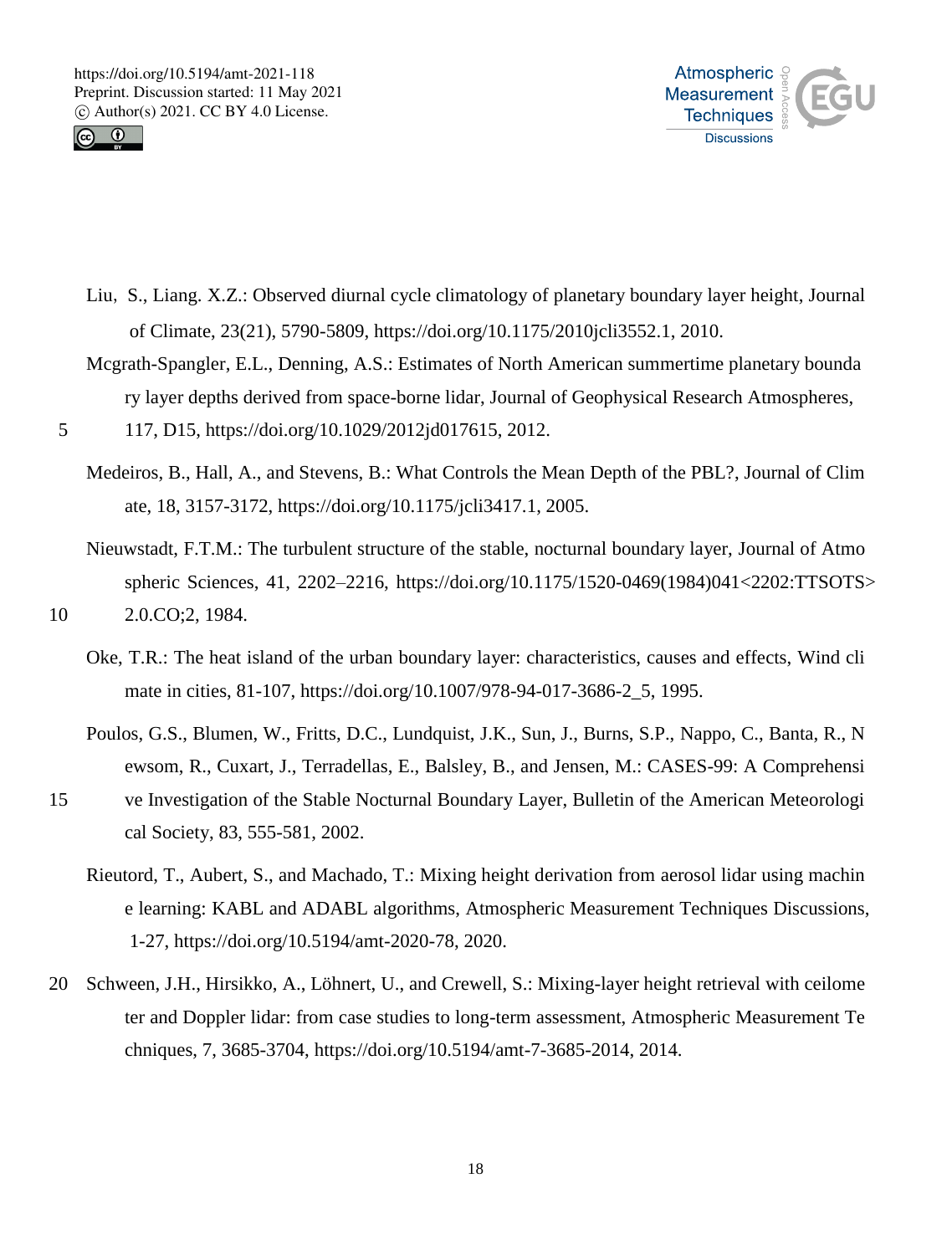Liu, S., Liang. X.Z.: Observed diurnal cycle climatology of planetary boundary layer height, Journal of Climate, 23(21), 5790-5809, https://doi.org/10.1175/2010jcli3552.1, 2010.

Mcgrath-Spangler, E.L., Denning, A.S.: Estimates of North American summertime planetary boundary layer depths derived from space-borne lidar, Journal of Geophysical Research Atmospheres, 117, D15, https://doi.org/10.1029/2012jd017615, 2012.

Medeiros, B., Hall, A., and Stevens, B.: What Controls the Mean Depth of the PBL?, Journal of Climate, 18, 3157-3172, https://doi.org/10.1175/jcli3417.1, 2005.

Nieuwstadt, F.T.M.: The turbulent structure of the stable, nocturnal boundary layer, Journal of Atmospheric Sciences, 41, 2202–2216, https://doi.org/10.1175/1520-0469(1984)041<2202:TTSOTS>2.0.CO;2, 1984.

Oke, T.R.: The heat island of the urban boundary layer: characteristics, causes and effects, Wind climate in cities, 81-107, https://doi.org/10.1007/978-94-017-3686-2_5, 1995.

Poulos, G.S., Blumen, W., Fritts, D.C., Lundquist, J.K., Sun, J., Burns, S.P., Nappo, C., Banta, R., Newsom, R., Cuxart, J., Terradellas, E., Balsley, B., and Jensen, M.: CASES-99: A Comprehensive Investigation of the Stable Nocturnal Boundary Layer, Bulletin of the American Meteorological Society, 83, 555-581, 2002.

Rieutord, T., Aubert, S., and Machado, T.: Mixing height derivation from aerosol lidar using machine learning: KABL and ADABL algorithms, Atmospheric Measurement Techniques Discussions, 1-27, https://doi.org/10.5194/amt-2020-78, 2020.

Schween, J.H., Hirsikko, A., Löhnert, U., and Crewell, S.: Mixing-layer height retrieval with ceilometer and Doppler lidar: from case studies to long-term assessment, Atmospheric Measurement Techniques, 7, 3685-3704, https://doi.org/10.5194/amt-7-3685-2014, 2014.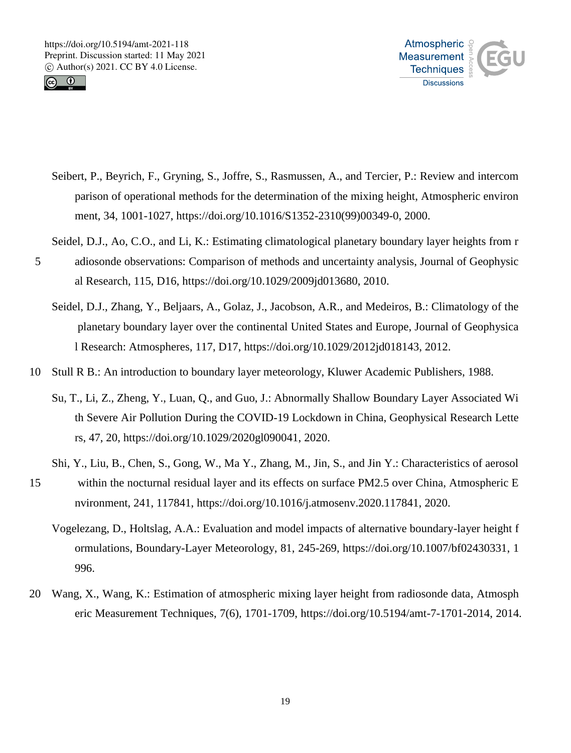Seibert, P., Beyrich, F., Gryning, S., Joffre, S., Rasmussen, A., and Tercier, P.: Review and intercomparison of operational methods for the determination of the mixing height, Atmospheric environment, 34, 1001-1027, https://doi.org/10.1016/S1352-2310(99)00349-0, 2000.

Seidel, D.J., Ao, C.O., and Li, K.: Estimating climatological planetary boundary layer heights from radiosonde observations: Comparison of methods and uncertainty analysis, Journal of Geophysical Research, 115, D16, https://doi.org/10.1029/2009jd013680, 2010.

Seidel, D.J., Zhang, Y., Beljaars, A., Golaz, J., Jacobson, A.R., and Medeiros, B.: Climatology of the planetary boundary layer over the continental United States and Europe, Journal of Geophysical Research: Atmospheres, 117, D17, https://doi.org/10.1029/2012jd018143, 2012.

Stull R B.: An introduction to boundary layer meteorology, Kluwer Academic Publishers, 1988.

Su, T., Li, Z., Zheng, Y., Luan, Q., and Guo, J.: Abnormally Shallow Boundary Layer Associated With Severe Air Pollution During the COVID-19 Lockdown in China, Geophysical Research Letters, 47, 20, https://doi.org/10.1029/2020gl090041, 2020.

Shi, Y., Liu, B., Chen, S., Gong, W., Ma Y., Zhang, M., Jin, S., and Jin Y.: Characteristics of aerosol within the nocturnal residual layer and its effects on surface PM2.5 over China, Atmospheric Environment, 241, 117841, https://doi.org/10.1016/j.atmosenv.2020.117841, 2020.

Vogelezang, D., Holtslag, A.A.: Evaluation and model impacts of alternative boundary-layer height formulations, Boundary-Layer Meteorology, 81, 245-269, https://doi.org/10.1007/bf02430331, 1996.

Wang, X., Wang, K.: Estimation of atmospheric mixing layer height from radiosonde data, Atmospheric Measurement Techniques, 7(6), 1701-1709, https://doi.org/10.5194/amt-7-1701-2014, 2014.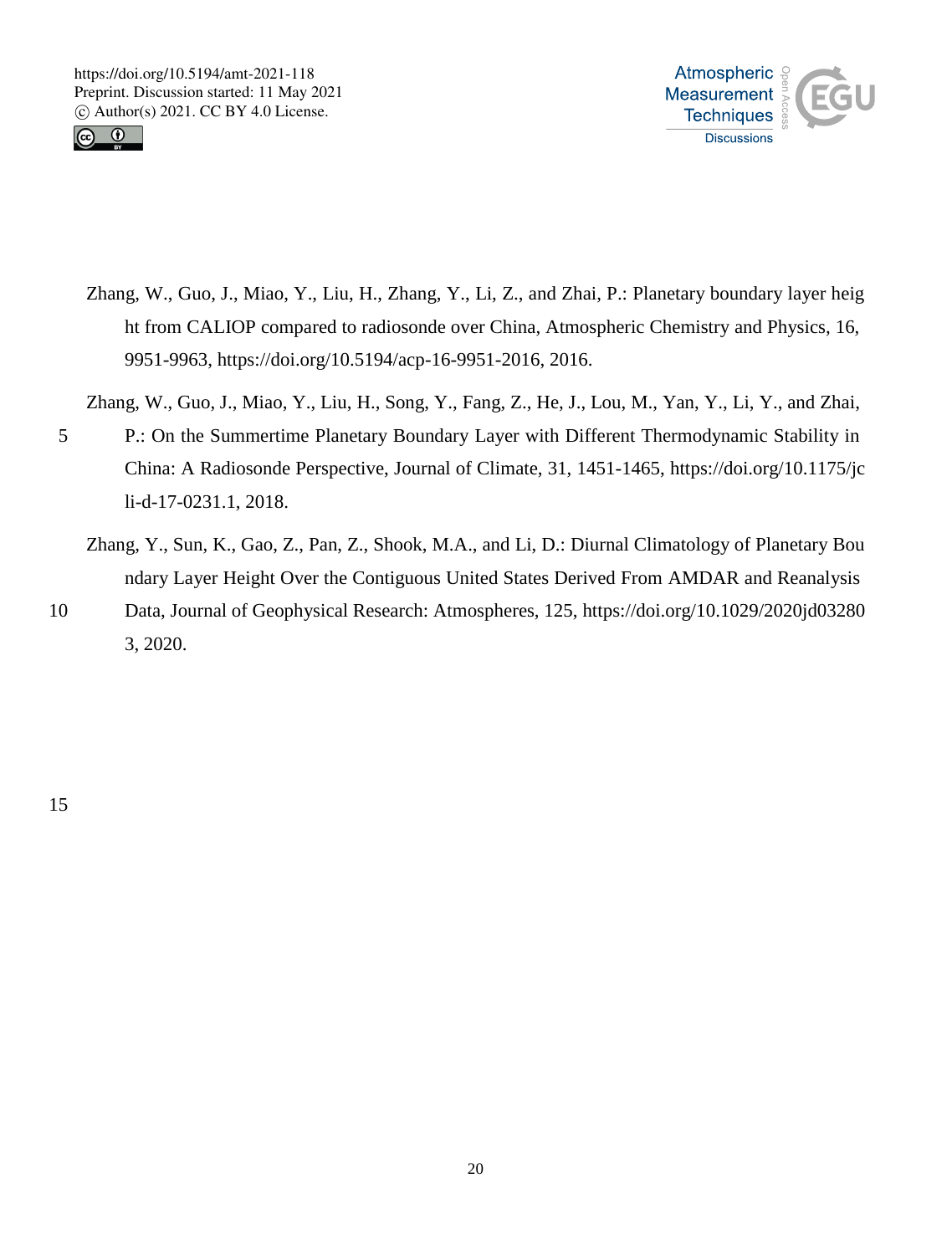Zhang, W., Guo, J., Miao, Y., Liu, H., Zhang, Y., Li, Z., and Zhai, P.: Planetary boundary layer height from CALIOP compared to radiosonde over China, Atmospheric Chemistry and Physics, 16, 9951-9963, https://doi.org/10.5194/acp-16-9951-2016, 2016.

Zhang, W., Guo, J., Miao, Y., Liu, H., Song, Y., Fang, Z., He, J., Lou, M., Yan, Y., Li, Y., and Zhai, P.: On the Summertime Planetary Boundary Layer with Different Thermodynamic Stability in China: A Radiosonde Perspective, Journal of Climate, 31, 1451-1465, https://doi.org/10.1175/jcli-d-17-0231.1, 2018.

Zhang, Y., Sun, K., Gao, Z., Pan, Z., Shook, M.A., and Li, D.: Diurnal Climatology of Planetary Boundary Layer Height Over the Contiguous United States Derived From AMDAR and Reanalysis Data, Journal of Geophysical Research: Atmospheres, 125, https://doi.org/10.1029/2020jd032803, 2020.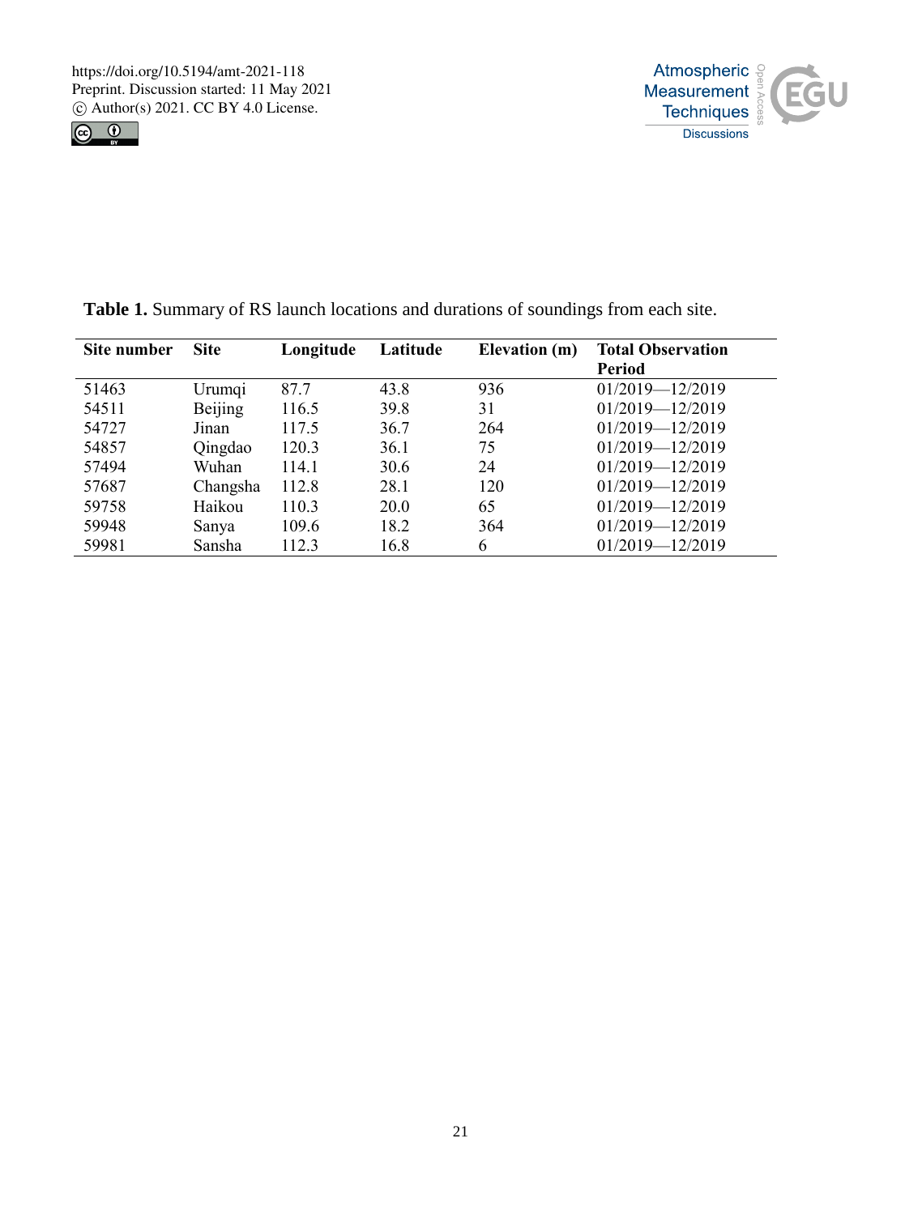**Table 1.** Summary of RS launch locations and durations of soundings from each site.

| Site number | Site | Longitude | Latitude | Elevation (m) | Total Observation Period |
|---|---|---|---|---|---|
| 51463 | Urumqi | 87.7 | 43.8 | 936 | 01/2019—12/2019 |
| 54511 | Beijing | 116.5 | 39.8 | 31 | 01/2019—12/2019 |
| 54727 | Jinan | 117.5 | 36.7 | 264 | 01/2019—12/2019 |
| 54857 | Qingdao | 120.3 | 36.1 | 75 | 01/2019—12/2019 |
| 57494 | Wuhan | 114.1 | 30.6 | 24 | 01/2019—12/2019 |
| 57687 | Changsha | 112.8 | 28.1 | 120 | 01/2019—12/2019 |
| 59758 | Haikou | 110.3 | 20.0 | 65 | 01/2019—12/2019 |
| 59948 | Sanya | 109.6 | 18.2 | 364 | 01/2019—12/2019 |
| 59981 | Sansha | 112.3 | 16.8 | 6 | 01/2019—12/2019 |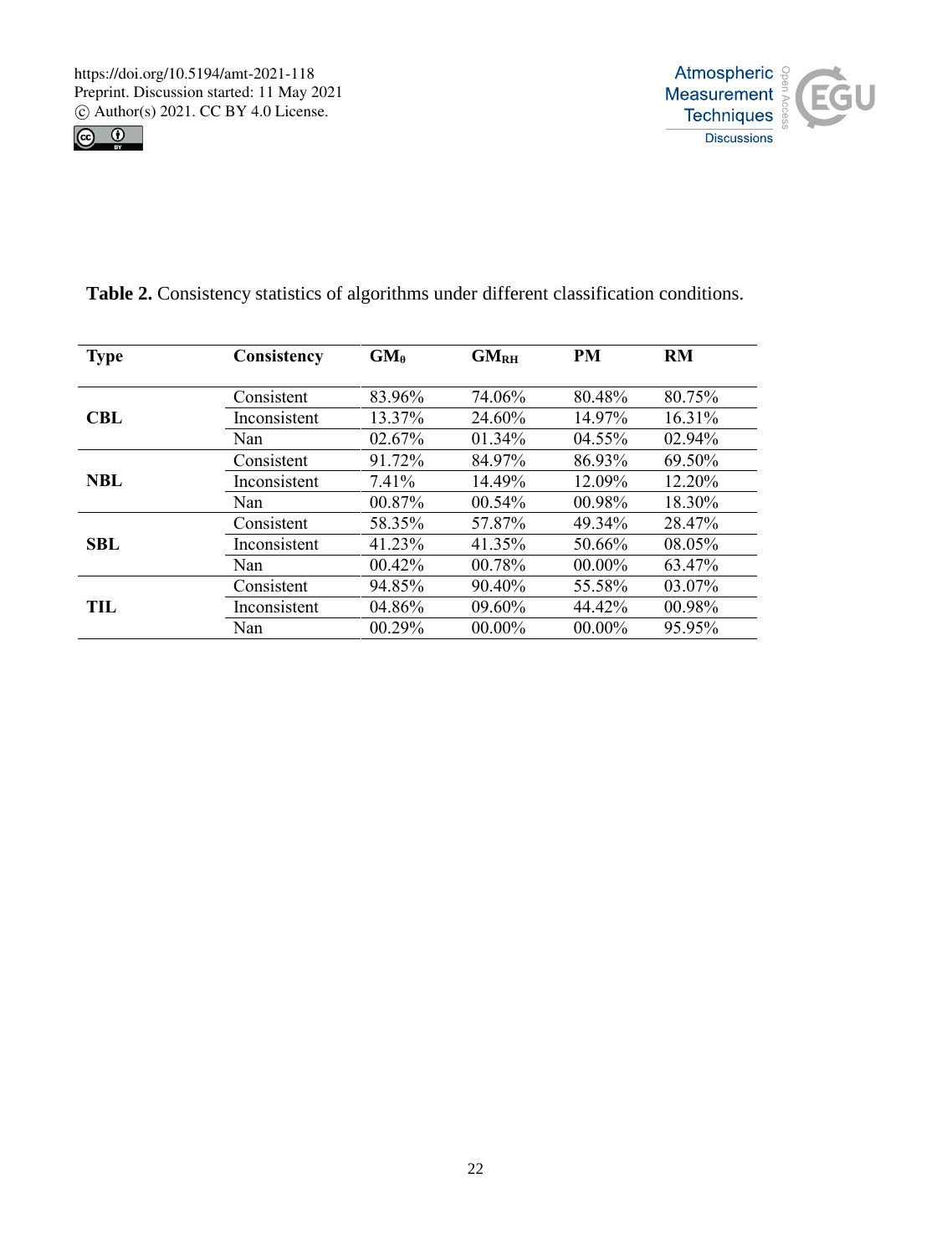**Table 2.** Consistency statistics of algorithms under different classification conditions.

| Type | Consistency | $GM_{\theta}$ | $GM_{RH}$ | PM | RM |
|---|---|---|---|---|---|
| **CBL** | Consistent | 83.96% | 74.06% | 80.48% | 80.75% |
| | Inconsistent | 13.37% | 24.60% | 14.97% | 16.31% |
| | Nan | 02.67% | 01.34% | 04.55% | 02.94% |
| **NBL** | Consistent | 91.72% | 84.97% | 86.93% | 69.50% |
| | Inconsistent | 7.41% | 14.49% | 12.09% | 12.20% |
| | Nan | 00.87% | 00.54% | 00.98% | 18.30% |
| **SBL** | Consistent | 58.35% | 57.87% | 49.34% | 28.47% |
| | Inconsistent | 41.23% | 41.35% | 50.66% | 08.05% |
| | Nan | 00.42% | 00.78% | 00.00% | 63.47% |
| **TIL** | Consistent | 94.85% | 90.40% | 55.58% | 03.07% |
| | Inconsistent | 04.86% | 09.60% | 44.42% | 00.98% |
| | Nan | 00.29% | 00.00% | 00.00% | 95.95% |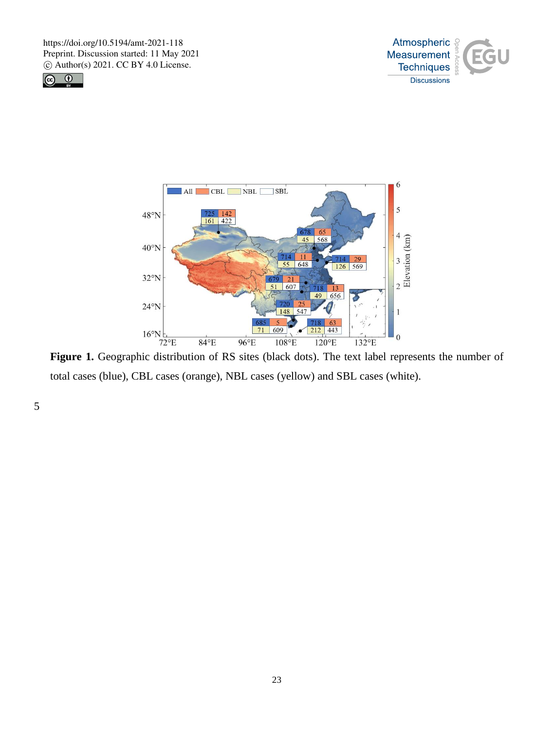**Figure 1.** Geographic distribution of RS sites (black dots). The text label represents the number of total cases (blue), CBL cases (orange), NBL cases (yellow) and SBL cases (white).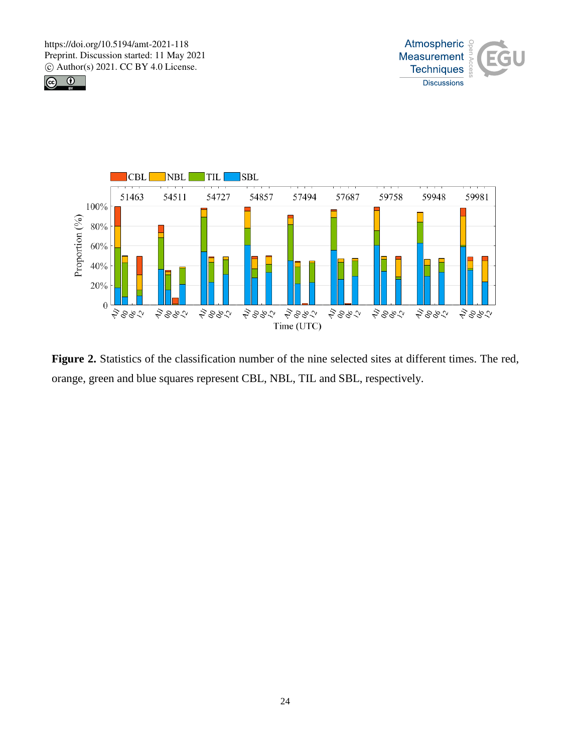**Figure 2.** Statistics of the classification number of the nine selected sites at different times. The red, orange, green and blue squares represent CBL, NBL, TIL and SBL, respectively.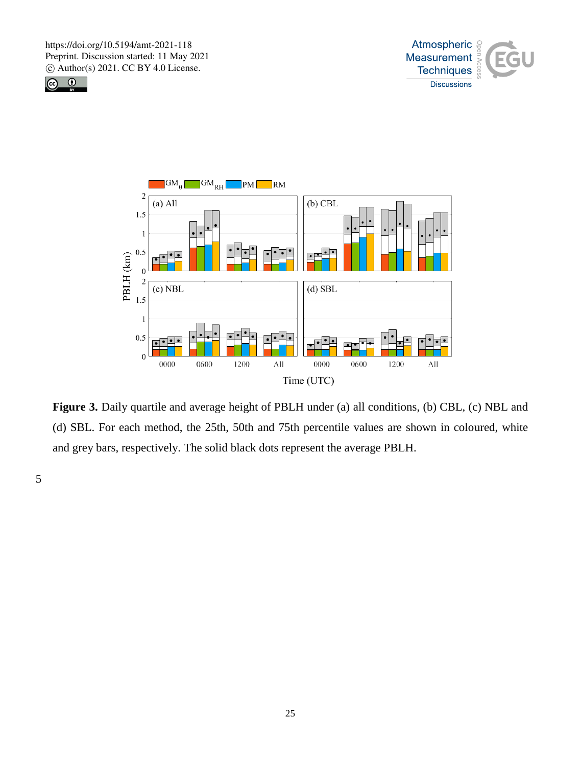**Figure 3.** Daily quartile and average height of PBLH under (a) all conditions, (b) CBL, (c) NBL and (d) SBL. For each method, the 25th, 50th and 75th percentile values are shown in coloured, white and grey bars, respectively. The solid black dots represent the average PBLH.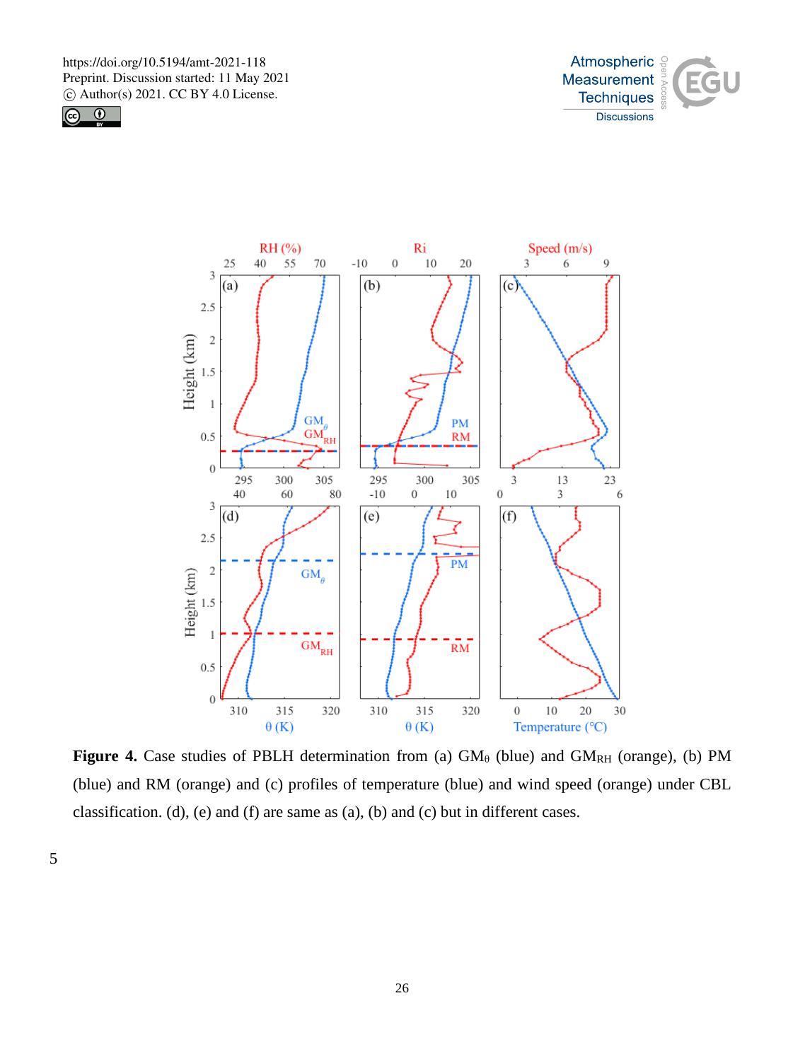**Figure 4.** Case studies of PBLH determination from (a) $GM_{\theta}$ (blue) and $GM_{RH}$ (orange), (b) PM (blue) and RM (orange) and (c) profiles of temperature (blue) and wind speed (orange) under CBL classification. (d), (e) and (f) are same as (a), (b) and (c) but in different cases.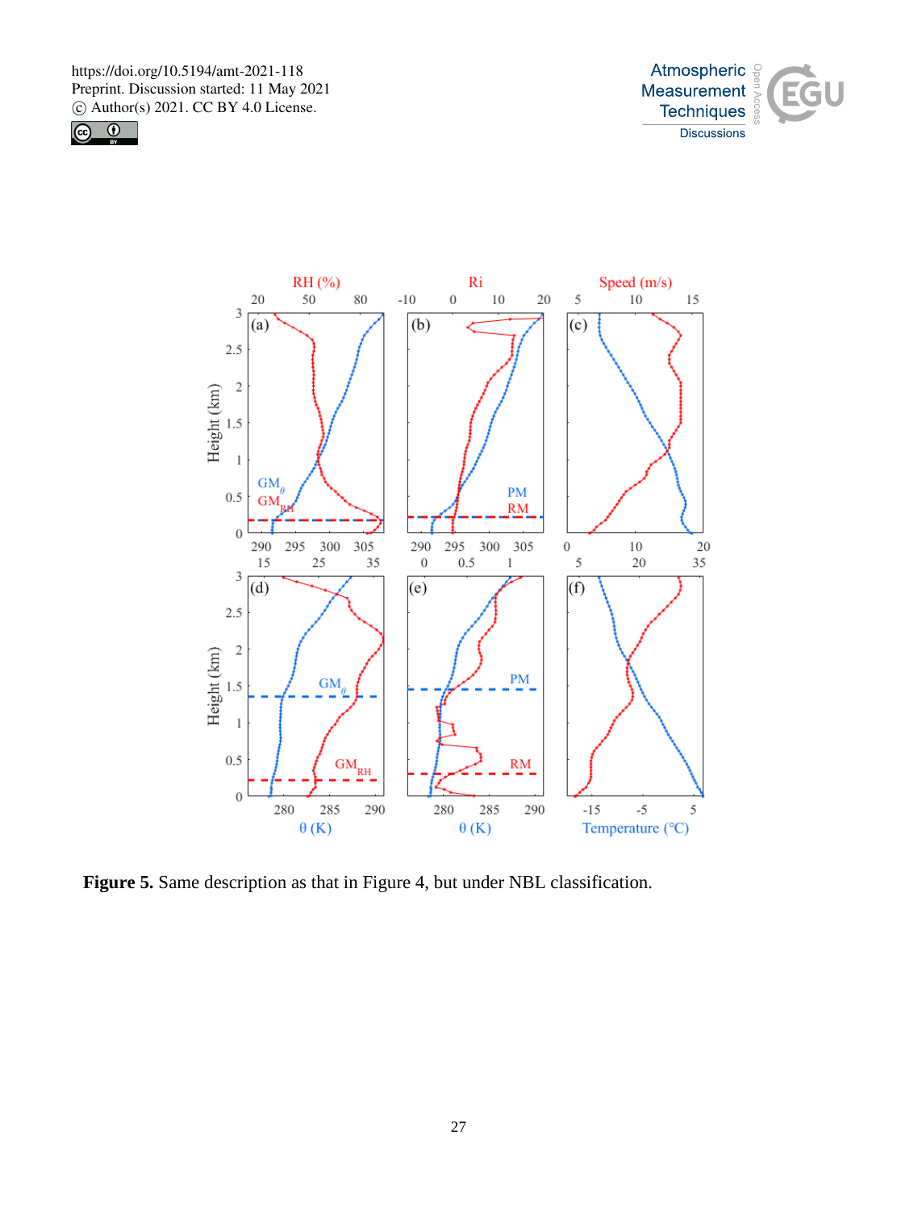**Figure 5.** Same description as that in Figure 4, but under NBL classification.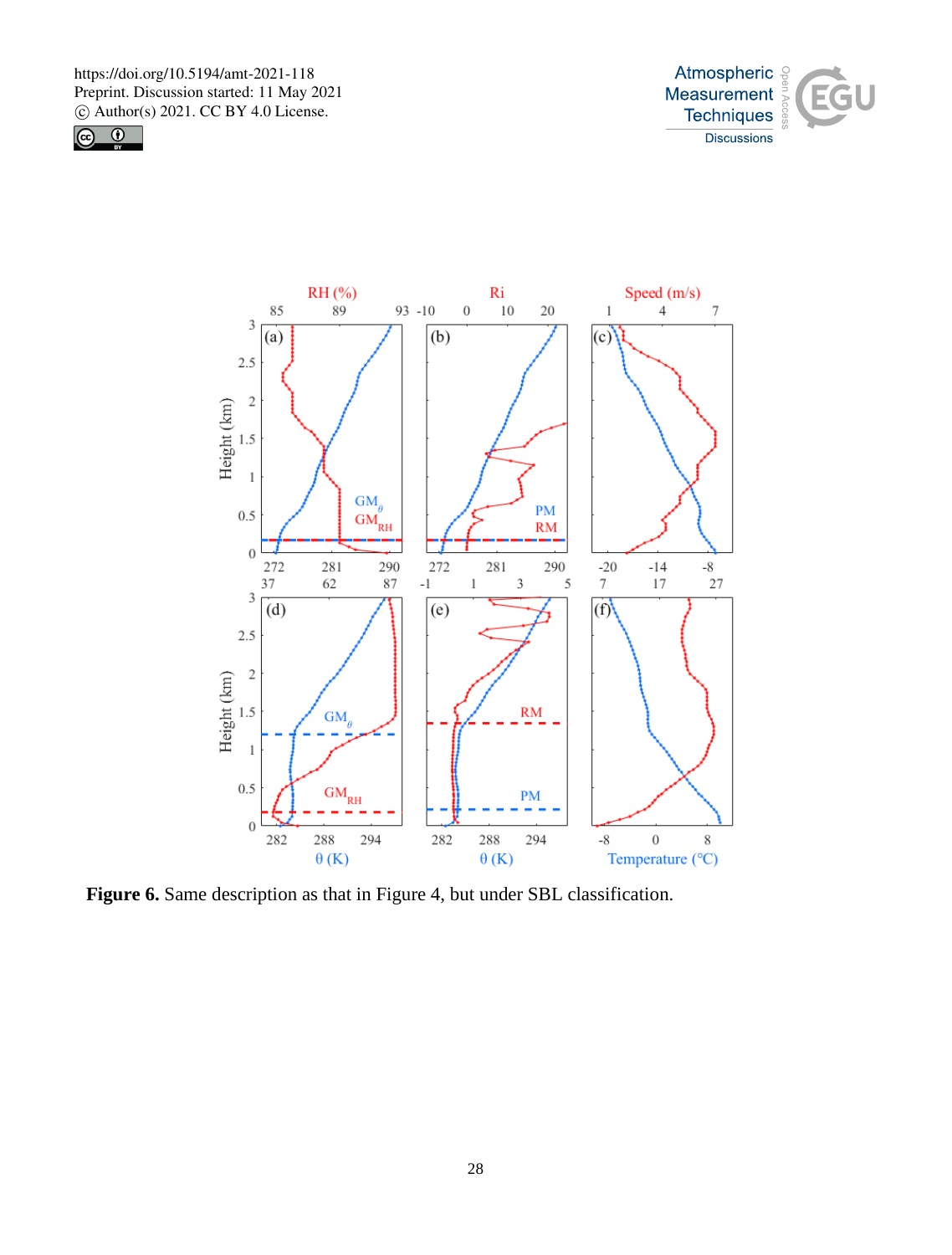**Figure 6.** Same description as that in Figure 4, but under SBL classification.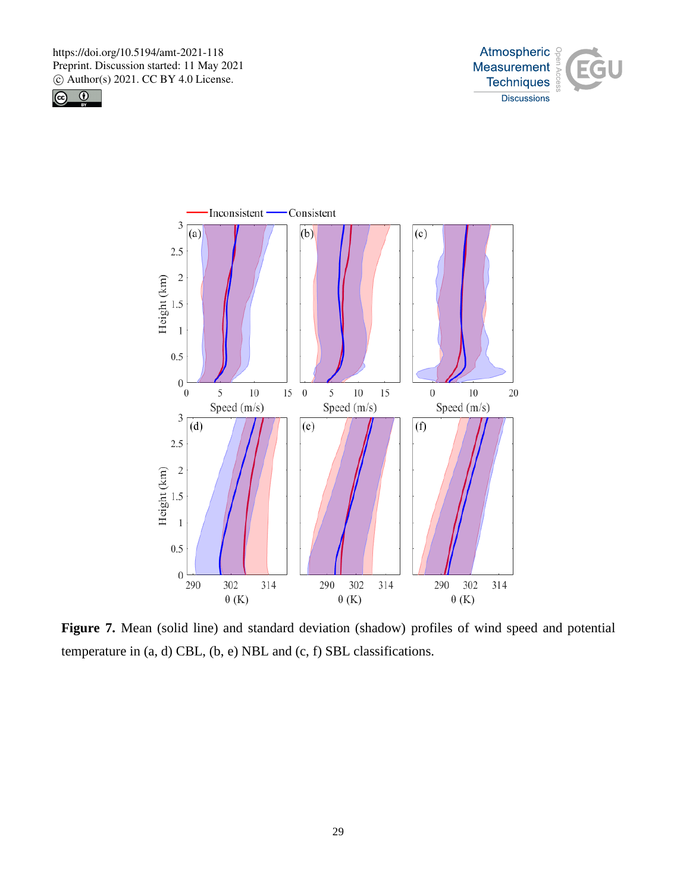**Figure 7.** Mean (solid line) and standard deviation (shadow) profiles of wind speed and potential temperature in (a, d) CBL, (b, e) NBL and (c, f) SBL classifications.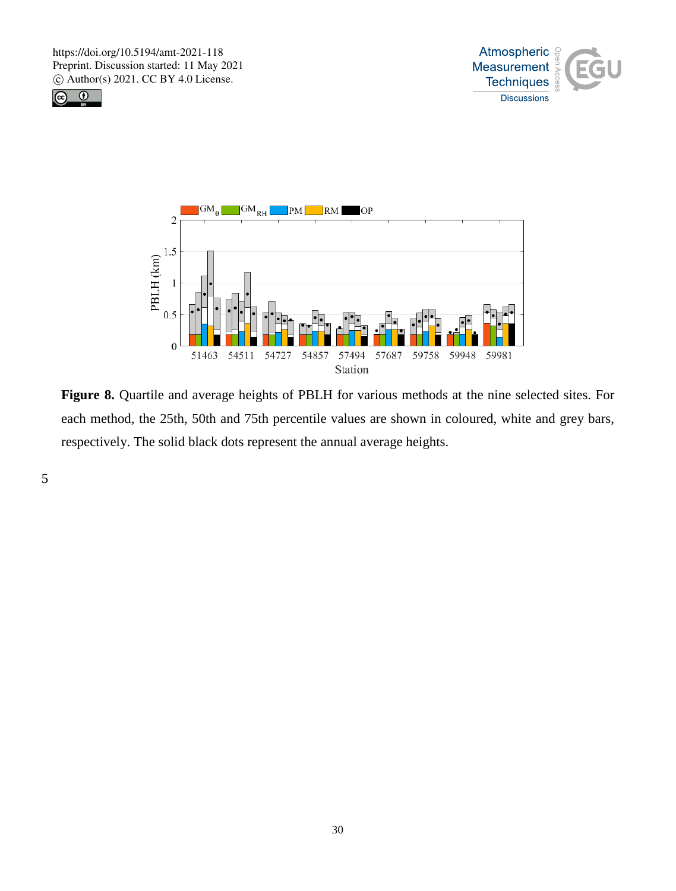$GM_\theta$ $GM_{RH}$ PM RM OP

PBLH (km)

2

1.5

1

0.5

0

51463 54511 54727 54857 57494 57687 59758 59948 59981

Station

**Figure 8.** Quartile and average heights of PBLH for various methods at the nine selected sites. For each method, the 25th, 50th and 75th percentile values are shown in coloured, white and grey bars, respectively. The solid black dots represent the annual average heights.